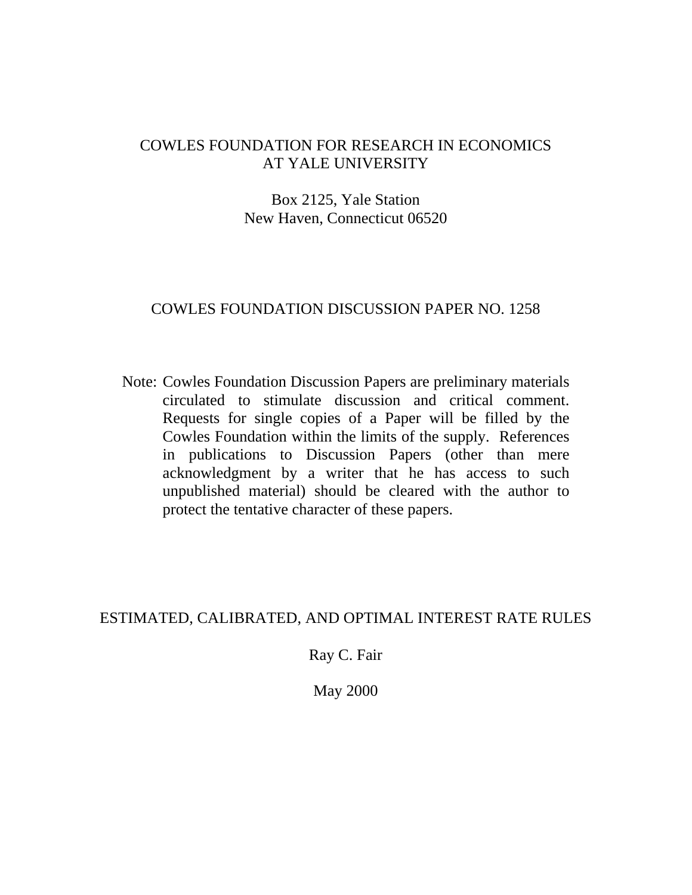COWLES FOUNDATION FOR RESEARCH IN ECONOMICS
AT YALE UNIVERSITY

Box 2125, Yale Station
New Haven, Connecticut 06520

COWLES FOUNDATION DISCUSSION PAPER NO. 1258

Note: Cowles Foundation Discussion Papers are preliminary materials circulated to stimulate discussion and critical comment. Requests for single copies of a Paper will be filled by the Cowles Foundation within the limits of the supply. References in publications to Discussion Papers (other than mere acknowledgment by a writer that he has access to such unpublished material) should be cleared with the author to protect the tentative character of these papers.

# ESTIMATED, CALIBRATED, AND OPTIMAL INTEREST RATE RULES

Ray C. Fair

May 2000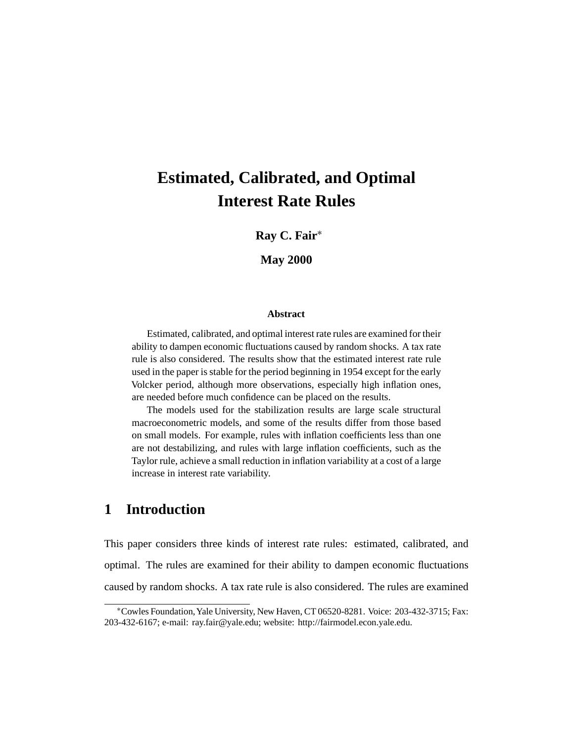# Estimated, Calibrated, and Optimal Interest Rate Rules

**Ray C. Fair**[*]

**May 2000**

**Abstract**

Estimated, calibrated, and optimal interest rate rules are examined for their ability to dampen economic fluctuations caused by random shocks. A tax rate rule is also considered. The results show that the estimated interest rate rule used in the paper is stable for the period beginning in 1954 except for the early Volcker period, although more observations, especially high inflation ones, are needed before much confidence can be placed on the results.

The models used for the stabilization results are large scale structural macroeconometric models, and some of the results differ from those based on small models. For example, rules with inflation coefficients less than one are not destabilizing, and rules with large inflation coefficients, such as the Taylor rule, achieve a small reduction in inflation variability at a cost of a large increase in interest rate variability.

## 1 Introduction

This paper considers three kinds of interest rate rules: estimated, calibrated, and optimal. The rules are examined for their ability to dampen economic fluctuations caused by random shocks. A tax rate rule is also considered. The rules are examined

[*] Cowles Foundation, Yale University, New Haven, CT 06520-8281. Voice: 203-432-3715; Fax: 203-432-6167; e-mail: ray.fair@yale.edu; website: http://fairmodel.econ.yale.edu.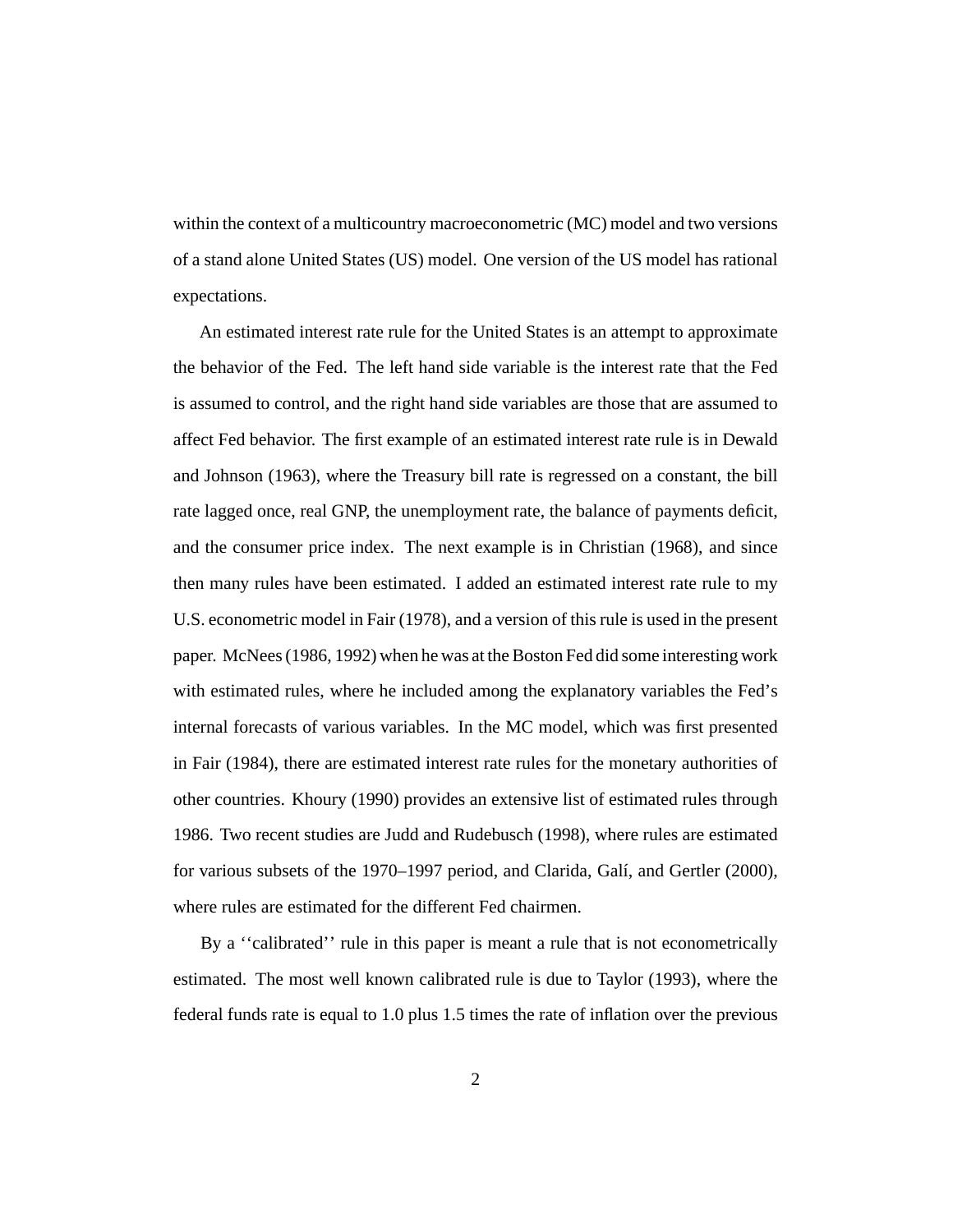within the context of a multicountry macroeconometric (MC) model and two versions of a stand alone United States (US) model. One version of the US model has rational expectations.

An estimated interest rate rule for the United States is an attempt to approximate the behavior of the Fed. The left hand side variable is the interest rate that the Fed is assumed to control, and the right hand side variables are those that are assumed to affect Fed behavior. The first example of an estimated interest rate rule is in Dewald and Johnson (1963), where the Treasury bill rate is regressed on a constant, the bill rate lagged once, real GNP, the unemployment rate, the balance of payments deficit, and the consumer price index. The next example is in Christian (1968), and since then many rules have been estimated. I added an estimated interest rate rule to my U.S. econometric model in Fair (1978), and a version of this rule is used in the present paper. McNees (1986, 1992) when he was at the Boston Fed did some interesting work with estimated rules, where he included among the explanatory variables the Fed's internal forecasts of various variables. In the MC model, which was first presented in Fair (1984), there are estimated interest rate rules for the monetary authorities of other countries. Khoury (1990) provides an extensive list of estimated rules through 1986. Two recent studies are Judd and Rudebusch (1998), where rules are estimated for various subsets of the 1970–1997 period, and Clarida, Galí, and Gertler (2000), where rules are estimated for the different Fed chairmen.

By a ''calibrated'' rule in this paper is meant a rule that is not econometrically estimated. The most well known calibrated rule is due to Taylor (1993), where the federal funds rate is equal to 1.0 plus 1.5 times the rate of inflation over the previous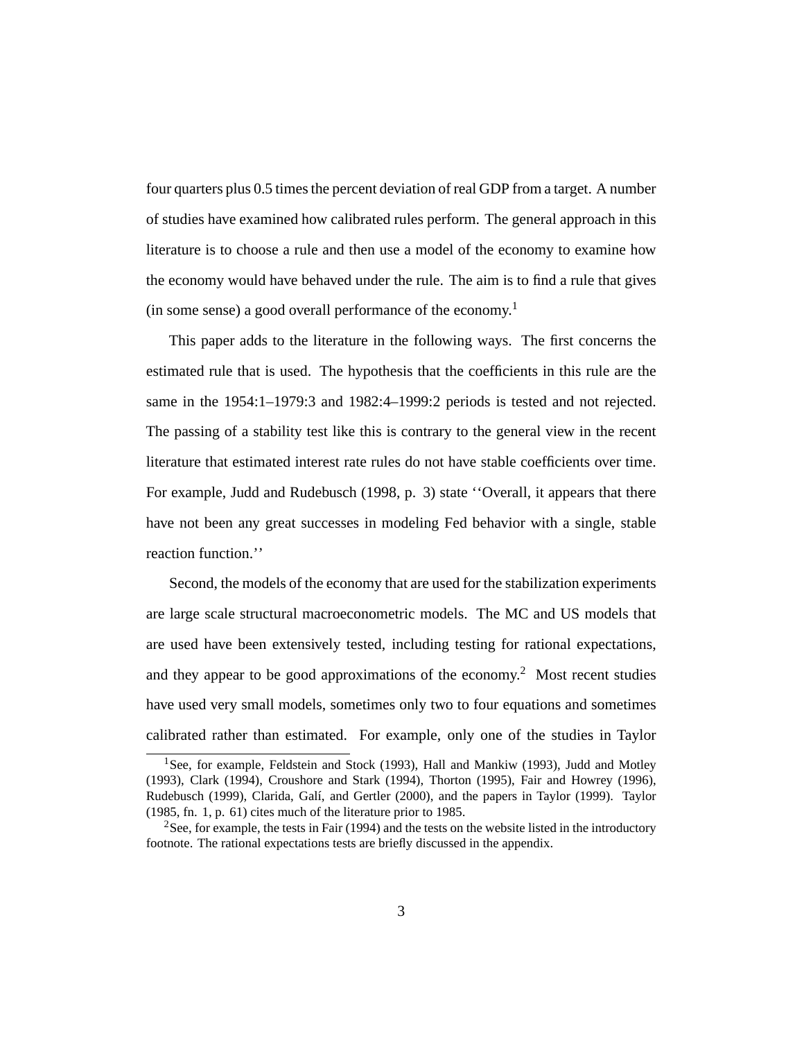four quarters plus 0.5 times the percent deviation of real GDP from a target. A number of studies have examined how calibrated rules perform. The general approach in this literature is to choose a rule and then use a model of the economy to examine how the economy would have behaved under the rule. The aim is to find a rule that gives (in some sense) a good overall performance of the economy.[1]

This paper adds to the literature in the following ways. The first concerns the estimated rule that is used. The hypothesis that the coefficients in this rule are the same in the 1954:1–1979:3 and 1982:4–1999:2 periods is tested and not rejected. The passing of a stability test like this is contrary to the general view in the recent literature that estimated interest rate rules do not have stable coefficients over time. For example, Judd and Rudebusch (1998, p. 3) state ''Overall, it appears that there have not been any great successes in modeling Fed behavior with a single, stable reaction function.''

Second, the models of the economy that are used for the stabilization experiments are large scale structural macroeconometric models. The MC and US models that are used have been extensively tested, including testing for rational expectations, and they appear to be good approximations of the economy.[2] Most recent studies have used very small models, sometimes only two to four equations and sometimes calibrated rather than estimated. For example, only one of the studies in Taylor

---

[1] See, for example, Feldstein and Stock (1993), Hall and Mankiw (1993), Judd and Motley (1993), Clark (1994), Croushore and Stark (1994), Thorton (1995), Fair and Howrey (1996), Rudebusch (1999), Clarida, Galí, and Gertler (2000), and the papers in Taylor (1999). Taylor (1985, fn. 1, p. 61) cites much of the literature prior to 1985.

[2] See, for example, the tests in Fair (1994) and the tests on the website listed in the introductory footnote. The rational expectations tests are briefly discussed in the appendix.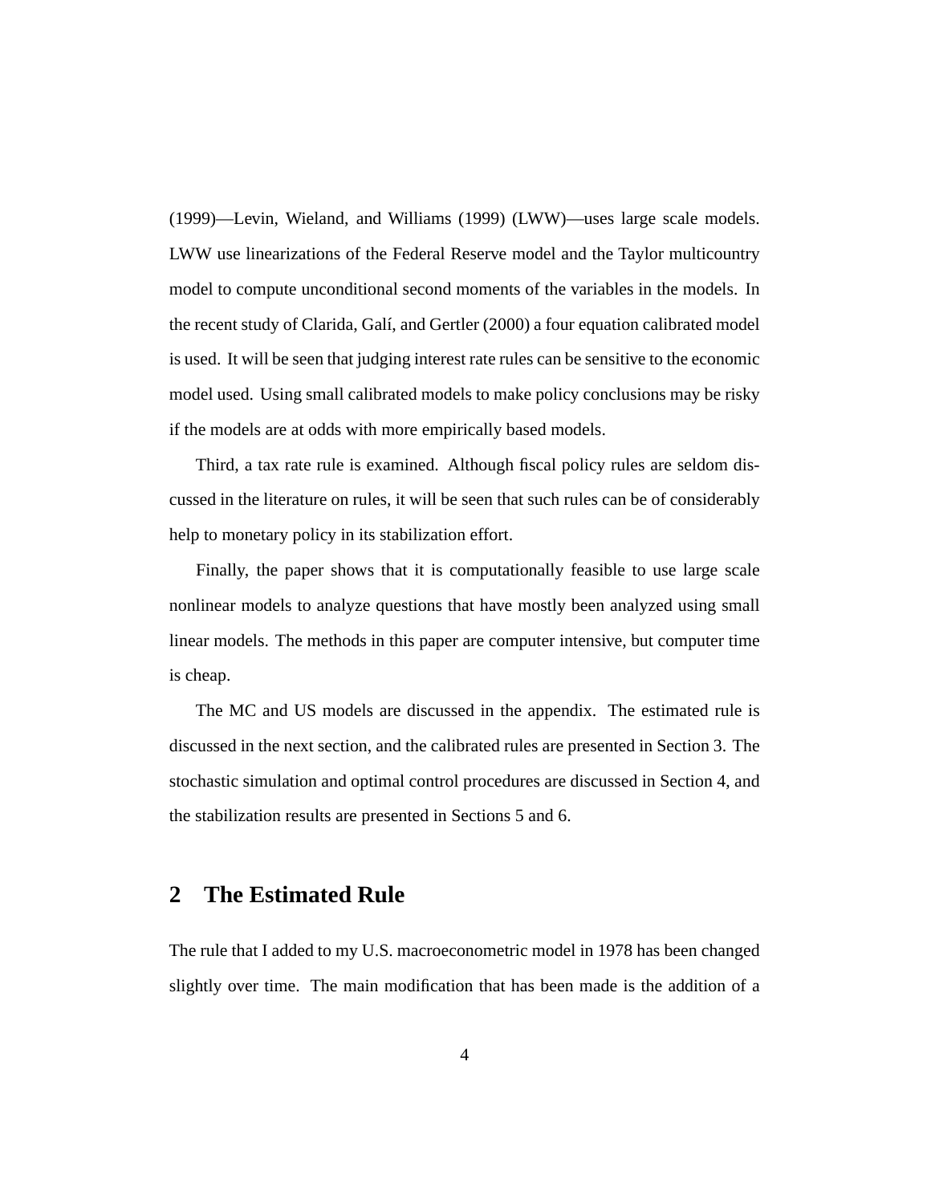(1999)—Levin, Wieland, and Williams (1999) (LWW)—uses large scale models. LWW use linearizations of the Federal Reserve model and the Taylor multicountry model to compute unconditional second moments of the variables in the models. In the recent study of Clarida, Galí, and Gertler (2000) a four equation calibrated model is used. It will be seen that judging interest rate rules can be sensitive to the economic model used. Using small calibrated models to make policy conclusions may be risky if the models are at odds with more empirically based models.

Third, a tax rate rule is examined. Although fiscal policy rules are seldom discussed in the literature on rules, it will be seen that such rules can be of considerably help to monetary policy in its stabilization effort.

Finally, the paper shows that it is computationally feasible to use large scale nonlinear models to analyze questions that have mostly been analyzed using small linear models. The methods in this paper are computer intensive, but computer time is cheap.

The MC and US models are discussed in the appendix. The estimated rule is discussed in the next section, and the calibrated rules are presented in Section 3. The stochastic simulation and optimal control procedures are discussed in Section 4, and the stabilization results are presented in Sections 5 and 6.

## 2 The Estimated Rule

The rule that I added to my U.S. macroeconometric model in 1978 has been changed slightly over time. The main modification that has been made is the addition of a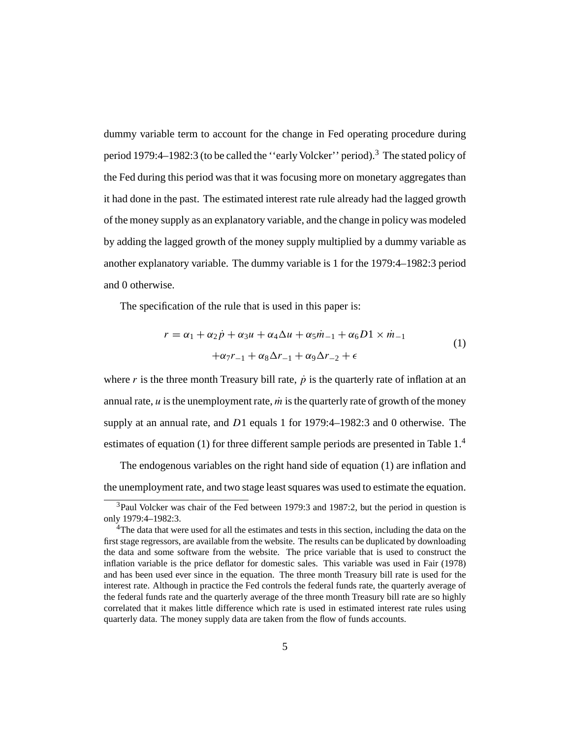dummy variable term to account for the change in Fed operating procedure during period 1979:4–1982:3 (to be called the ''early Volcker'' period).[3] The stated policy of the Fed during this period was that it was focusing more on monetary aggregates than it had done in the past. The estimated interest rate rule already had the lagged growth of the money supply as an explanatory variable, and the change in policy was modeled by adding the lagged growth of the money supply multiplied by a dummy variable as another explanatory variable. The dummy variable is 1 for the 1979:4–1982:3 period and 0 otherwise.

The specification of the rule that is used in this paper is:

$$
\begin{aligned}
r = \alpha_1 + \alpha_2 \dot{p} + \alpha_3 u + \alpha_4 \Delta u + \alpha_5 \dot{m}_{-1} + \alpha_6 D1 \times \dot{m}_{-1} \\
+ \alpha_7 r_{-1} + \alpha_8 \Delta r_{-1} + \alpha_9 \Delta r_{-2} + \epsilon
\end{aligned}
\tag{1}
$$

where $r$ is the three month Treasury bill rate, $\dot{p}$ is the quarterly rate of inflation at an annual rate, $u$ is the unemployment rate, $\dot{m}$ is the quarterly rate of growth of the money supply at an annual rate, and $D1$ equals 1 for 1979:4–1982:3 and 0 otherwise. The estimates of equation (1) for three different sample periods are presented in Table 1.[4]

The endogenous variables on the right hand side of equation (1) are inflation and the unemployment rate, and two stage least squares was used to estimate the equation.

[3] Paul Volcker was chair of the Fed between 1979:3 and 1987:2, but the period in question is only 1979:4–1982:3.

[4] The data that were used for all the estimates and tests in this section, including the data on the first stage regressors, are available from the website. The results can be duplicated by downloading the data and some software from the website. The price variable that is used to construct the inflation variable is the price deflator for domestic sales. This variable was used in Fair (1978) and has been used ever since in the equation. The three month Treasury bill rate is used for the interest rate. Although in practice the Fed controls the federal funds rate, the quarterly average of the federal funds rate and the quarterly average of the three month Treasury bill rate are so highly correlated that it makes little difference which rate is used in estimated interest rate rules using quarterly data. The money supply data are taken from the flow of funds accounts.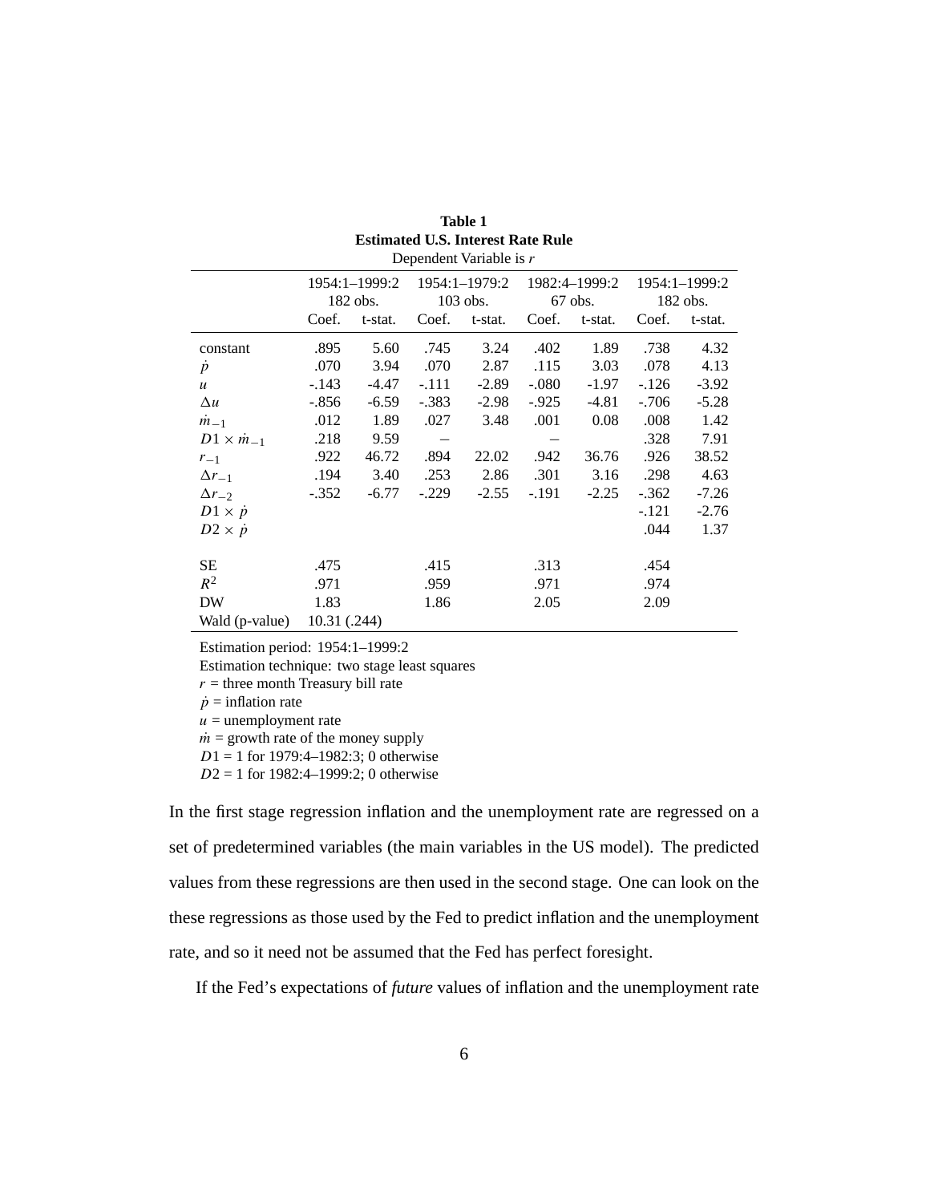**Table 1**
**Estimated U.S. Interest Rate Rule**
Dependent Variable is $r$

| | 1954:1–1999:2 182 obs. | | 1954:1–1979:2 103 obs. | | 1982:4–1999:2 67 obs. | | 1954:1–1999:2 182 obs. | |
|---|---|---|---|---|---|---|---|---|
| | Coef. | t-stat. | Coef. | t-stat. | Coef. | t-stat. | Coef. | t-stat. |
| constant | .895 | 5.60 | .745 | 3.24 | .402 | 1.89 | .738 | 4.32 |
| $\dot{p}$ | .070 | 3.94 | .070 | 2.87 | .115 | 3.03 | .078 | 4.13 |
| $u$ | -.143 | -4.47 | -.111 | -2.89 | -.080 | -1.97 | -.126 | -3.92 |
| $\Delta u$ | -.856 | -6.59 | -.383 | -2.98 | -.925 | -4.81 | -.706 | -5.28 |
| $\dot{m}_{-1}$ | .012 | 1.89 | .027 | 3.48 | .001 | 0.08 | .008 | 1.42 |
| $D1 \times \dot{m}_{-1}$ | .218 | 9.59 | – | | – | | .328 | 7.91 |
| $r_{-1}$ | .922 | 46.72 | .894 | 22.02 | .942 | 36.76 | .926 | 38.52 |
| $\Delta r_{-1}$ | .194 | 3.40 | .253 | 2.86 | .301 | 3.16 | .298 | 4.63 |
| $\Delta r_{-2}$ | -.352 | -6.77 | -.229 | -2.55 | -.191 | -2.25 | -.362 | -7.26 |
| $D1 \times \dot{p}$ | | | | | | | -.121 | -2.76 |
| $D2 \times \dot{p}$ | | | | | | | .044 | 1.37 |
| SE | .475 | | .415 | | .313 | | .454 | |
| $R^2$ | .971 | | .959 | | .971 | | .974 | |
| DW | 1.83 | | 1.86 | | 2.05 | | 2.09 | |
| Wald (p-value) | 10.31 (.244) | | | | | | | |

Estimation period: 1954:1–1999:2
Estimation technique: two stage least squares
$r$ = three month Treasury bill rate
$\dot{p}$ = inflation rate
$u$ = unemployment rate
$\dot{m}$ = growth rate of the money supply
$D1$ = 1 for 1979:4–1982:3; 0 otherwise
$D2$ = 1 for 1982:4–1999:2; 0 otherwise

In the first stage regression inflation and the unemployment rate are regressed on a set of predetermined variables (the main variables in the US model). The predicted values from these regressions are then used in the second stage. One can look on the these regressions as those used by the Fed to predict inflation and the unemployment rate, and so it need not be assumed that the Fed has perfect foresight.

If the Fed's expectations of *future* values of inflation and the unemployment rate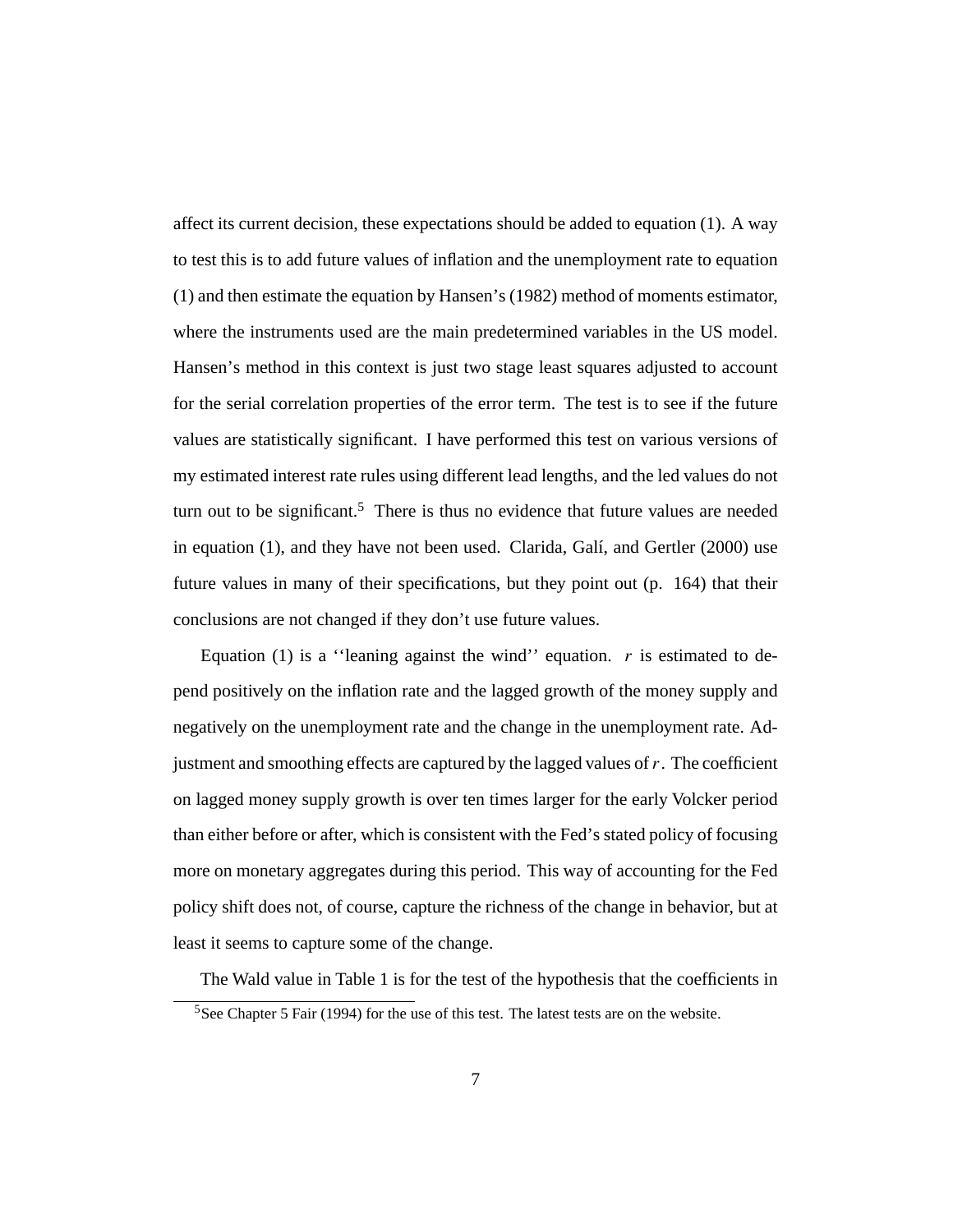affect its current decision, these expectations should be added to equation (1). A way to test this is to add future values of inflation and the unemployment rate to equation (1) and then estimate the equation by Hansen's (1982) method of moments estimator, where the instruments used are the main predetermined variables in the US model. Hansen's method in this context is just two stage least squares adjusted to account for the serial correlation properties of the error term. The test is to see if the future values are statistically significant. I have performed this test on various versions of my estimated interest rate rules using different lead lengths, and the led values do not turn out to be significant.[5] There is thus no evidence that future values are needed in equation (1), and they have not been used. Clarida, Galí, and Gertler (2000) use future values in many of their specifications, but they point out (p. 164) that their conclusions are not changed if they don't use future values.

Equation (1) is a ''leaning against the wind'' equation. $r$ is estimated to depend positively on the inflation rate and the lagged growth of the money supply and negatively on the unemployment rate and the change in the unemployment rate. Adjustment and smoothing effects are captured by the lagged values of $r$. The coefficient on lagged money supply growth is over ten times larger for the early Volcker period than either before or after, which is consistent with the Fed's stated policy of focusing more on monetary aggregates during this period. This way of accounting for the Fed policy shift does not, of course, capture the richness of the change in behavior, but at least it seems to capture some of the change.

The Wald value in Table 1 is for the test of the hypothesis that the coefficients in

[5] See Chapter 5 Fair (1994) for the use of this test. The latest tests are on the website.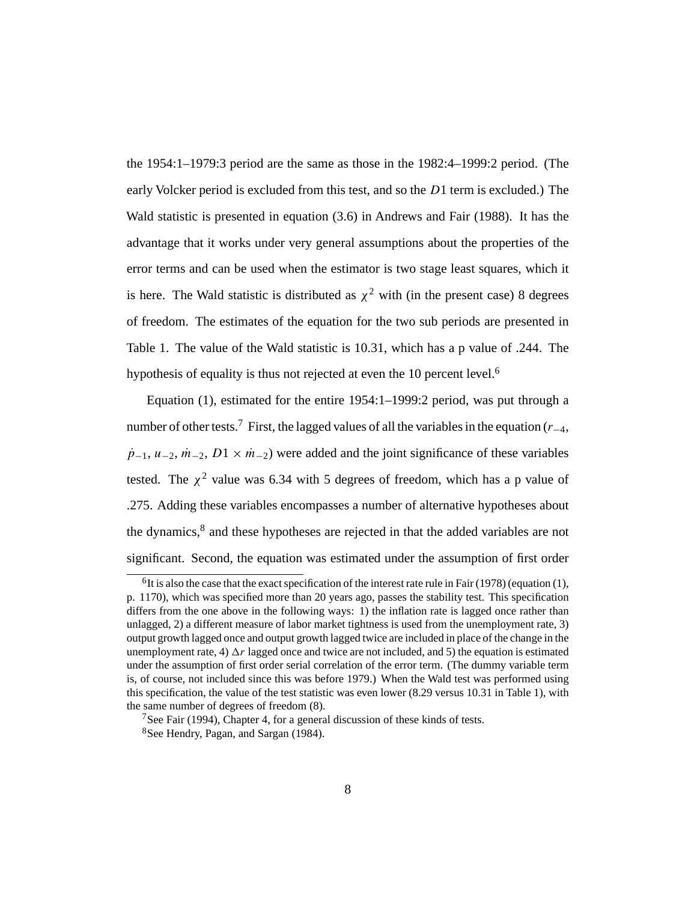the 1954:1–1979:3 period are the same as those in the 1982:4–1999:2 period. (The early Volcker period is excluded from this test, and so the $D1$ term is excluded.) The Wald statistic is presented in equation (3.6) in Andrews and Fair (1988). It has the advantage that it works under very general assumptions about the properties of the error terms and can be used when the estimator is two stage least squares, which it is here. The Wald statistic is distributed as $\chi^2$ with (in the present case) 8 degrees of freedom. The estimates of the equation for the two sub periods are presented in Table 1. The value of the Wald statistic is 10.31, which has a p value of .244. The hypothesis of equality is thus not rejected at even the 10 percent level.[6]

Equation (1), estimated for the entire 1954:1–1999:2 period, was put through a number of other tests.[7] First, the lagged values of all the variables in the equation ($r_{-4}$, $\dot{p}_{-1}$, $u_{-2}$, $\dot{m}_{-2}$, $D1 \times \dot{m}_{-2}$) were added and the joint significance of these variables tested. The $\chi^2$ value was 6.34 with 5 degrees of freedom, which has a p value of .275. Adding these variables encompasses a number of alternative hypotheses about the dynamics,[8] and these hypotheses are rejected in that the added variables are not significant. Second, the equation was estimated under the assumption of first order

[6] It is also the case that the exact specification of the interest rate rule in Fair (1978) (equation (1), p. 1170), which was specified more than 20 years ago, passes the stability test. This specification differs from the one above in the following ways: 1) the inflation rate is lagged once rather than unlagged, 2) a different measure of labor market tightness is used from the unemployment rate, 3) output growth lagged once and output growth lagged twice are included in place of the change in the unemployment rate, 4) $\Delta r$ lagged once and twice are not included, and 5) the equation is estimated under the assumption of first order serial correlation of the error term. (The dummy variable term is, of course, not included since this was before 1979.) When the Wald test was performed using this specification, the value of the test statistic was even lower (8.29 versus 10.31 in Table 1), with the same number of degrees of freedom (8).

[7] See Fair (1994), Chapter 4, for a general discussion of these kinds of tests.

[8] See Hendry, Pagan, and Sargan (1984).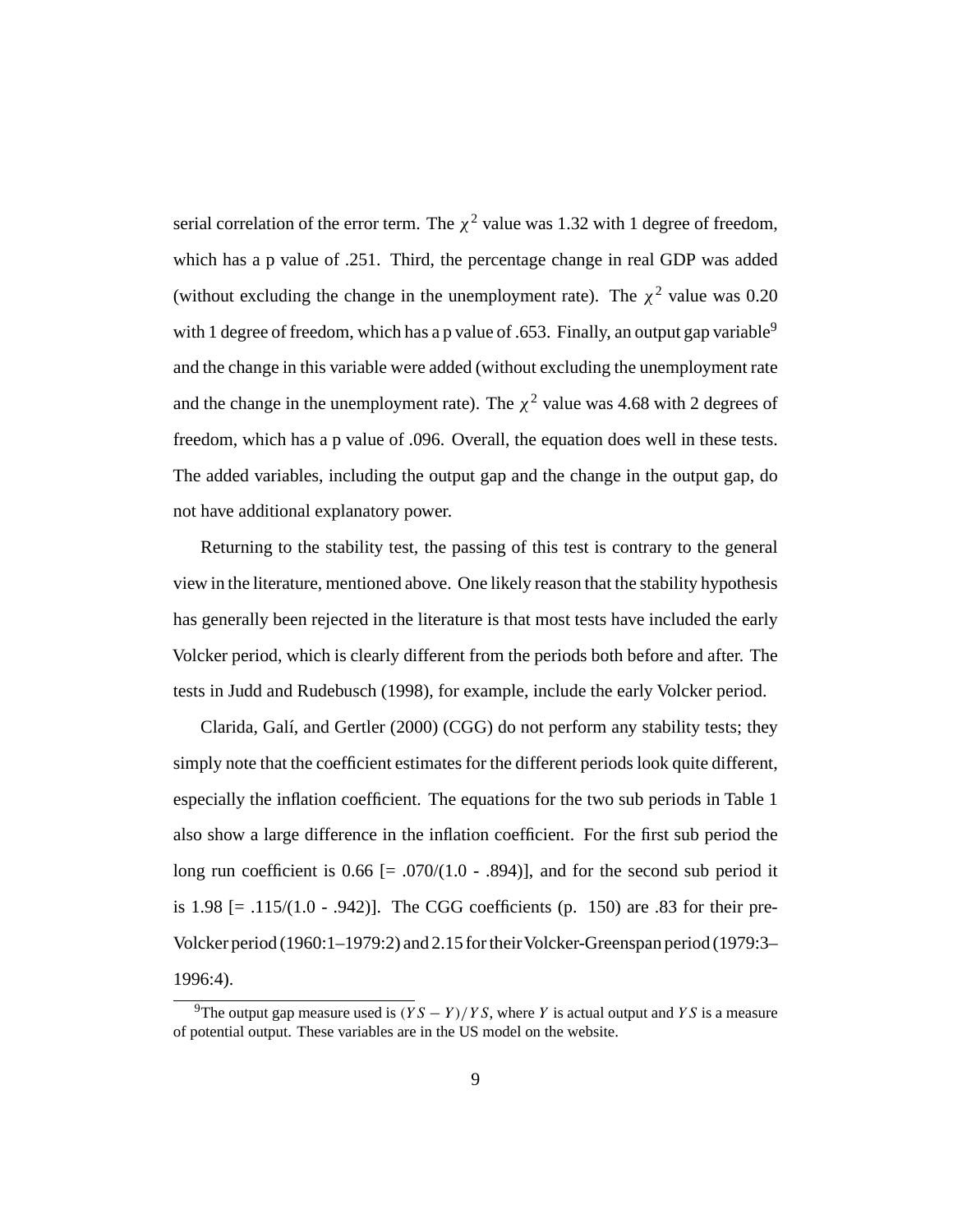serial correlation of the error term. The $\chi^2$ value was 1.32 with 1 degree of freedom, which has a p value of .251. Third, the percentage change in real GDP was added (without excluding the change in the unemployment rate). The $\chi^2$ value was 0.20 with 1 degree of freedom, which has a p value of .653. Finally, an output gap variable[9] and the change in this variable were added (without excluding the unemployment rate and the change in the unemployment rate). The $\chi^2$ value was 4.68 with 2 degrees of freedom, which has a p value of .096. Overall, the equation does well in these tests. The added variables, including the output gap and the change in the output gap, do not have additional explanatory power.

Returning to the stability test, the passing of this test is contrary to the general view in the literature, mentioned above. One likely reason that the stability hypothesis has generally been rejected in the literature is that most tests have included the early Volcker period, which is clearly different from the periods both before and after. The tests in Judd and Rudebusch (1998), for example, include the early Volcker period.

Clarida, Galí, and Gertler (2000) (CGG) do not perform any stability tests; they simply note that the coefficient estimates for the different periods look quite different, especially the inflation coefficient. The equations for the two sub periods in Table 1 also show a large difference in the inflation coefficient. For the first sub period the long run coefficient is 0.66 [= .070/(1.0 - .894)], and for the second sub period it is 1.98 [= .115/(1.0 - .942)]. The CGG coefficients (p. 150) are .83 for their pre-Volcker period (1960:1–1979:2) and 2.15 for their Volcker-Greenspan period (1979:3–1996:4).

[9] The output gap measure used is $(YS - Y)/YS$, where $Y$ is actual output and $YS$ is a measure of potential output. These variables are in the US model on the website.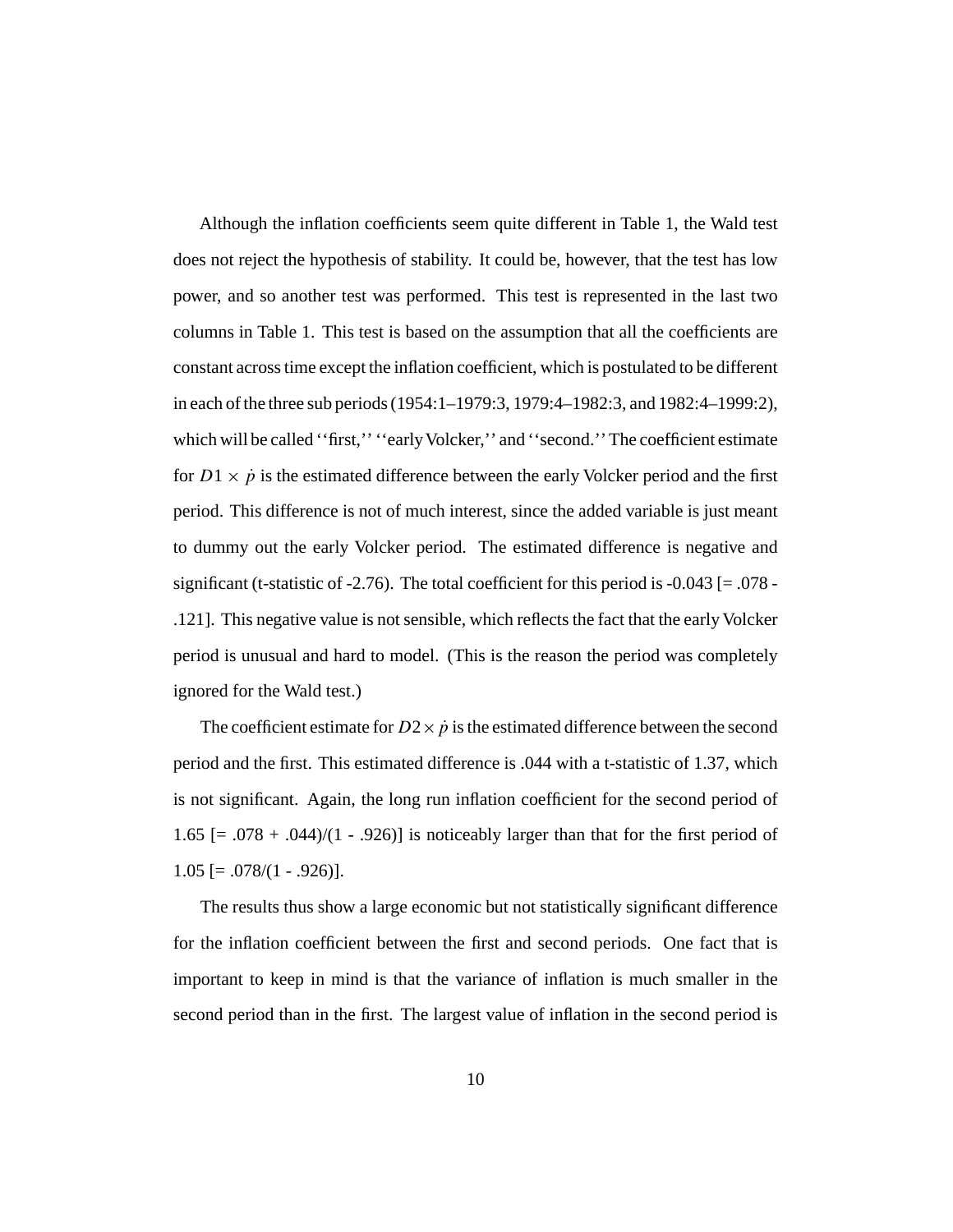Although the inflation coefficients seem quite different in Table 1, the Wald test does not reject the hypothesis of stability. It could be, however, that the test has low power, and so another test was performed. This test is represented in the last two columns in Table 1. This test is based on the assumption that all the coefficients are constant across time except the inflation coefficient, which is postulated to be different in each of the three sub periods (1954:1–1979:3, 1979:4–1982:3, and 1982:4–1999:2), which will be called ''first,'' ''early Volcker,'' and ''second.'' The coefficient estimate for $D1 \times \dot{p}$ is the estimated difference between the early Volcker period and the first period. This difference is not of much interest, since the added variable is just meant to dummy out the early Volcker period. The estimated difference is negative and significant (t-statistic of -2.76). The total coefficient for this period is -0.043 [= .078 - .121]. This negative value is not sensible, which reflects the fact that the early Volcker period is unusual and hard to model. (This is the reason the period was completely ignored for the Wald test.)

The coefficient estimate for $D2 \times \dot{p}$ is the estimated difference between the second period and the first. This estimated difference is .044 with a t-statistic of 1.37, which is not significant. Again, the long run inflation coefficient for the second period of 1.65 [= .078 + .044)/(1 - .926)] is noticeably larger than that for the first period of 1.05 [= .078/(1 - .926)].

The results thus show a large economic but not statistically significant difference for the inflation coefficient between the first and second periods. One fact that is important to keep in mind is that the variance of inflation is much smaller in the second period than in the first. The largest value of inflation in the second period is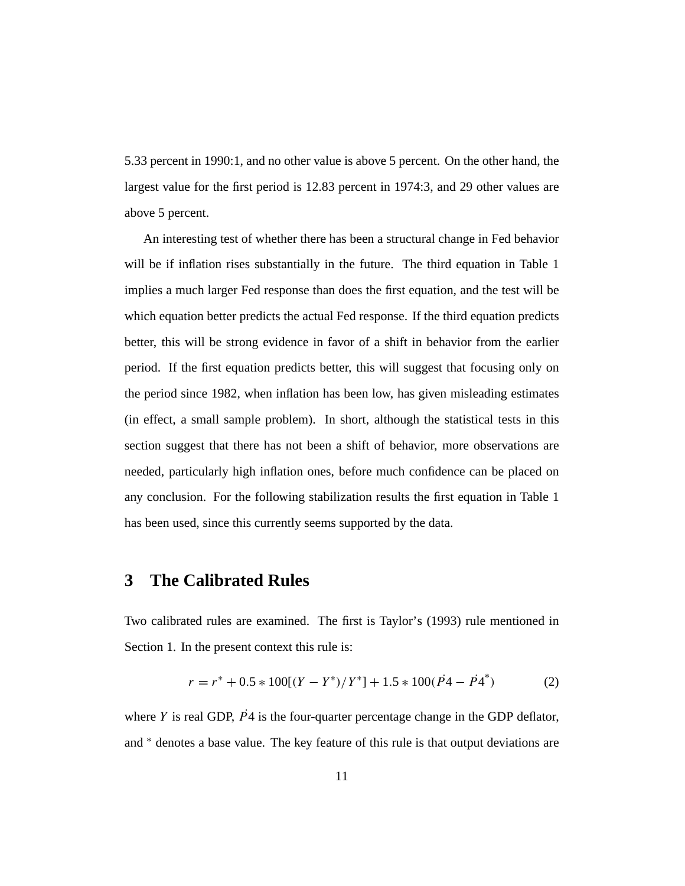5.33 percent in 1990:1, and no other value is above 5 percent. On the other hand, the largest value for the first period is 12.83 percent in 1974:3, and 29 other values are above 5 percent.

An interesting test of whether there has been a structural change in Fed behavior will be if inflation rises substantially in the future. The third equation in Table 1 implies a much larger Fed response than does the first equation, and the test will be which equation better predicts the actual Fed response. If the third equation predicts better, this will be strong evidence in favor of a shift in behavior from the earlier period. If the first equation predicts better, this will suggest that focusing only on the period since 1982, when inflation has been low, has given misleading estimates (in effect, a small sample problem). In short, although the statistical tests in this section suggest that there has not been a shift of behavior, more observations are needed, particularly high inflation ones, before much confidence can be placed on any conclusion. For the following stabilization results the first equation in Table 1 has been used, since this currently seems supported by the data.

## 3 The Calibrated Rules

Two calibrated rules are examined. The first is Taylor's (1993) rule mentioned in Section 1. In the present context this rule is:

$$r = r^* + 0.5 * 100[(Y - Y^*)/Y^*] + 1.5 * 100(\dot{P}4 - \dot{P}4^*) \qquad (2)$$

where $Y$ is real GDP, $\dot{P}4$ is the four-quarter percentage change in the GDP deflator, and $^*$ denotes a base value. The key feature of this rule is that output deviations are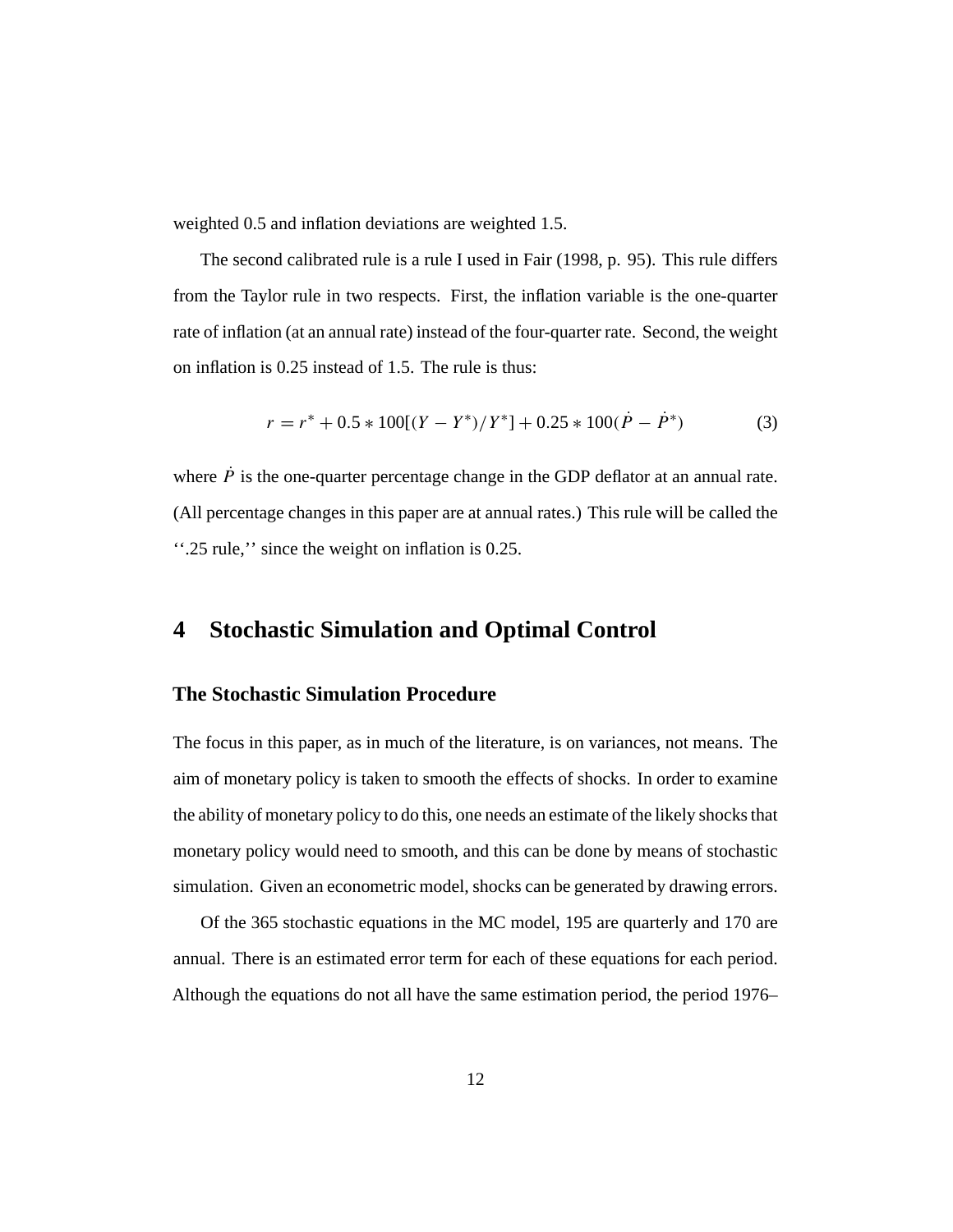weighted 0.5 and inflation deviations are weighted 1.5.

The second calibrated rule is a rule I used in Fair (1998, p. 95). This rule differs from the Taylor rule in two respects. First, the inflation variable is the one-quarter rate of inflation (at an annual rate) instead of the four-quarter rate. Second, the weight on inflation is 0.25 instead of 1.5. The rule is thus:

$$r = r^* + 0.5 * 100[(Y - Y^*)/Y^*] + 0.25 * 100(\dot{P} - \dot{P}^*) \tag{3}$$

where $\dot{P}$ is the one-quarter percentage change in the GDP deflator at an annual rate. (All percentage changes in this paper are at annual rates.) This rule will be called the ‘‘.25 rule,’’ since the weight on inflation is 0.25.

## 4 Stochastic Simulation and Optimal Control

### The Stochastic Simulation Procedure

The focus in this paper, as in much of the literature, is on variances, not means. The aim of monetary policy is taken to smooth the effects of shocks. In order to examine the ability of monetary policy to do this, one needs an estimate of the likely shocks that monetary policy would need to smooth, and this can be done by means of stochastic simulation. Given an econometric model, shocks can be generated by drawing errors.

Of the 365 stochastic equations in the MC model, 195 are quarterly and 170 are annual. There is an estimated error term for each of these equations for each period. Although the equations do not all have the same estimation period, the period 1976–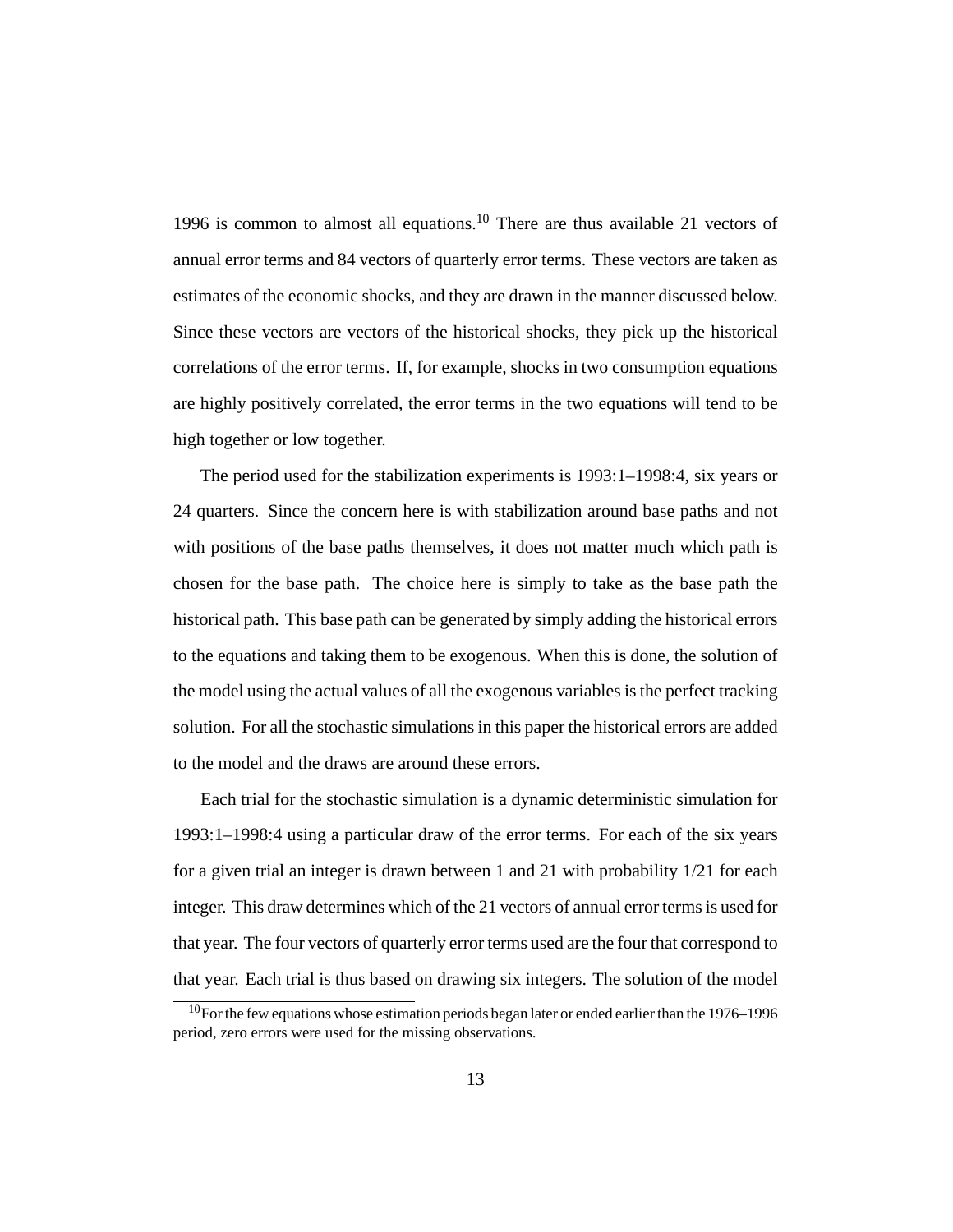1996 is common to almost all equations.[10] There are thus available 21 vectors of annual error terms and 84 vectors of quarterly error terms. These vectors are taken as estimates of the economic shocks, and they are drawn in the manner discussed below. Since these vectors are vectors of the historical shocks, they pick up the historical correlations of the error terms. If, for example, shocks in two consumption equations are highly positively correlated, the error terms in the two equations will tend to be high together or low together.

The period used for the stabilization experiments is 1993:1–1998:4, six years or 24 quarters. Since the concern here is with stabilization around base paths and not with positions of the base paths themselves, it does not matter much which path is chosen for the base path. The choice here is simply to take as the base path the historical path. This base path can be generated by simply adding the historical errors to the equations and taking them to be exogenous. When this is done, the solution of the model using the actual values of all the exogenous variables is the perfect tracking solution. For all the stochastic simulations in this paper the historical errors are added to the model and the draws are around these errors.

Each trial for the stochastic simulation is a dynamic deterministic simulation for 1993:1–1998:4 using a particular draw of the error terms. For each of the six years for a given trial an integer is drawn between 1 and 21 with probability 1/21 for each integer. This draw determines which of the 21 vectors of annual error terms is used for that year. The four vectors of quarterly error terms used are the four that correspond to that year. Each trial is thus based on drawing six integers. The solution of the model

[10] For the few equations whose estimation periods began later or ended earlier than the 1976–1996 period, zero errors were used for the missing observations.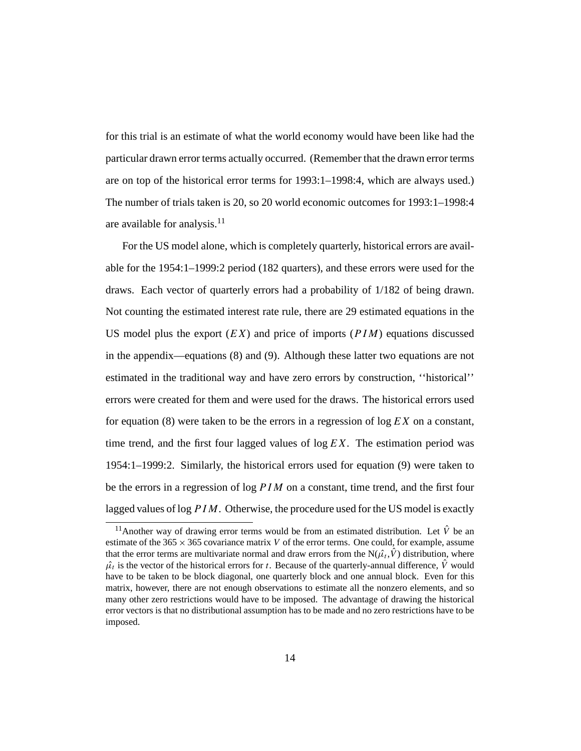for this trial is an estimate of what the world economy would have been like had the particular drawn error terms actually occurred. (Remember that the drawn error terms are on top of the historical error terms for 1993:1–1998:4, which are always used.) The number of trials taken is 20, so 20 world economic outcomes for 1993:1–1998:4 are available for analysis.[11]

For the US model alone, which is completely quarterly, historical errors are available for the 1954:1–1999:2 period (182 quarters), and these errors were used for the draws. Each vector of quarterly errors had a probability of 1/182 of being drawn. Not counting the estimated interest rate rule, there are 29 estimated equations in the US model plus the export ($EX$) and price of imports ($PIM$) equations discussed in the appendix—equations (8) and (9). Although these latter two equations are not estimated in the traditional way and have zero errors by construction, ''historical'' errors were created for them and were used for the draws. The historical errors used for equation (8) were taken to be the errors in a regression of $\log EX$ on a constant, time trend, and the first four lagged values of $\log EX$. The estimation period was 1954:1–1999:2. Similarly, the historical errors used for equation (9) were taken to be the errors in a regression of $\log PIM$ on a constant, time trend, and the first four lagged values of $\log PIM$. Otherwise, the procedure used for the US model is exactly

[11] Another way of drawing error terms would be from an estimated distribution. Let $\hat{V}$ be an estimate of the $365 \times 365$ covariance matrix $V$ of the error terms. One could, for example, assume that the error terms are multivariate normal and draw errors from the $N(\hat{\mu}_t, \hat{V})$ distribution, where $\hat{\mu}_t$ is the vector of the historical errors for $t$. Because of the quarterly-annual difference, $\hat{V}$ would have to be taken to be block diagonal, one quarterly block and one annual block. Even for this matrix, however, there are not enough observations to estimate all the nonzero elements, and so many other zero restrictions would have to be imposed. The advantage of drawing the historical error vectors is that no distributional assumption has to be made and no zero restrictions have to be imposed.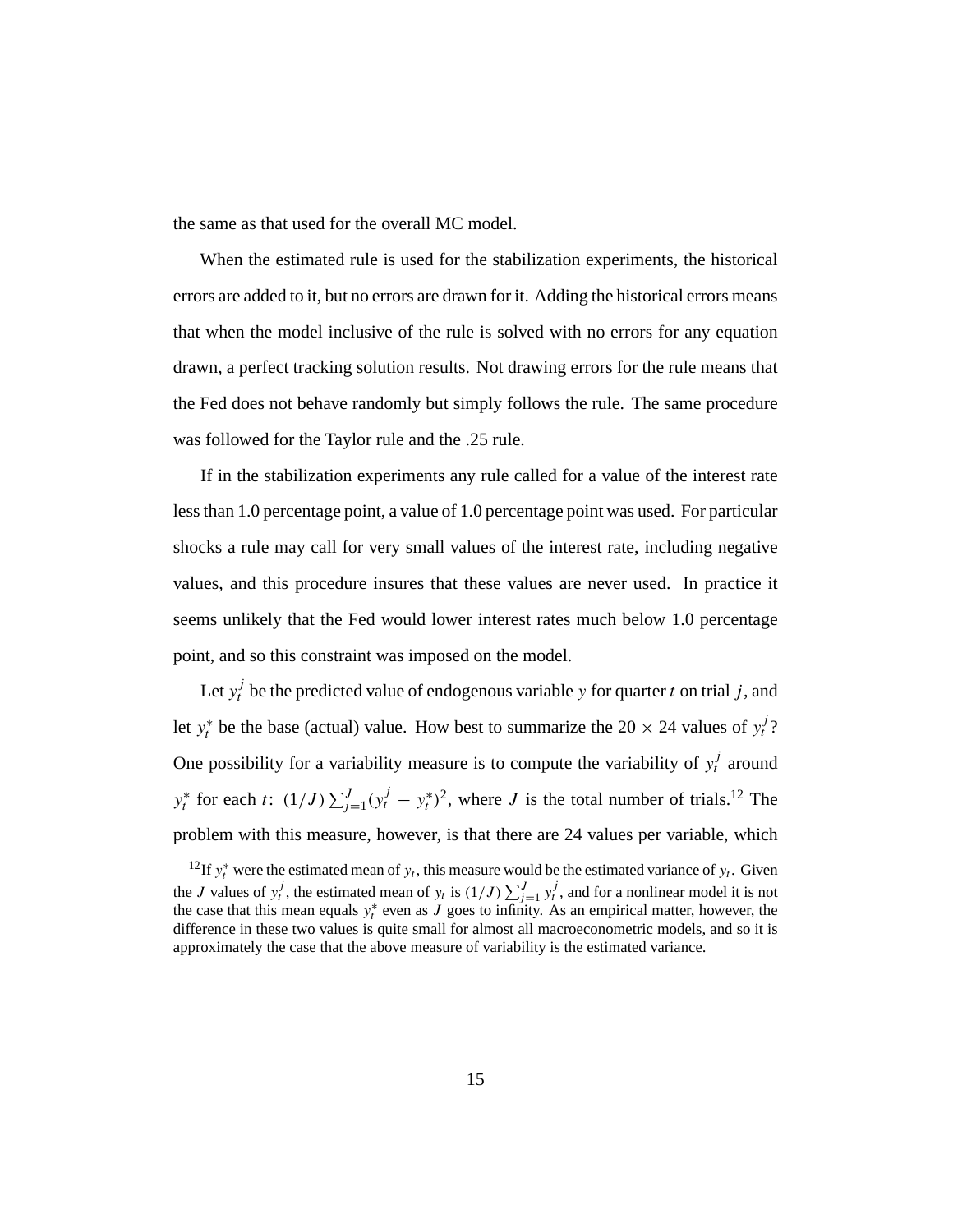the same as that used for the overall MC model.

When the estimated rule is used for the stabilization experiments, the historical errors are added to it, but no errors are drawn for it. Adding the historical errors means that when the model inclusive of the rule is solved with no errors for any equation drawn, a perfect tracking solution results. Not drawing errors for the rule means that the Fed does not behave randomly but simply follows the rule. The same procedure was followed for the Taylor rule and the .25 rule.

If in the stabilization experiments any rule called for a value of the interest rate less than 1.0 percentage point, a value of 1.0 percentage point was used. For particular shocks a rule may call for very small values of the interest rate, including negative values, and this procedure insures that these values are never used. In practice it seems unlikely that the Fed would lower interest rates much below 1.0 percentage point, and so this constraint was imposed on the model.

Let $y_t^j$ be the predicted value of endogenous variable $y$ for quarter $t$ on trial $j$, and let $y_t^*$ be the base (actual) value. How best to summarize the $20 \times 24$ values of $y_t^j$? One possibility for a variability measure is to compute the variability of $y_t^j$ around $y_t^*$ for each $t$: $(1/J)\sum_{j=1}^{J}(y_t^j - y_t^*)^2$, where $J$ is the total number of trials.[12] The problem with this measure, however, is that there are 24 values per variable, which

[12] If $y_t^*$ were the estimated mean of $y_t$, this measure would be the estimated variance of $y_t$. Given the $J$ values of $y_t^j$, the estimated mean of $y_t$ is $(1/J)\sum_{j=1}^{J} y_t^j$, and for a nonlinear model it is not the case that this mean equals $y_t^*$ even as $J$ goes to infinity. As an empirical matter, however, the difference in these two values is quite small for almost all macroeconometric models, and so it is approximately the case that the above measure of variability is the estimated variance.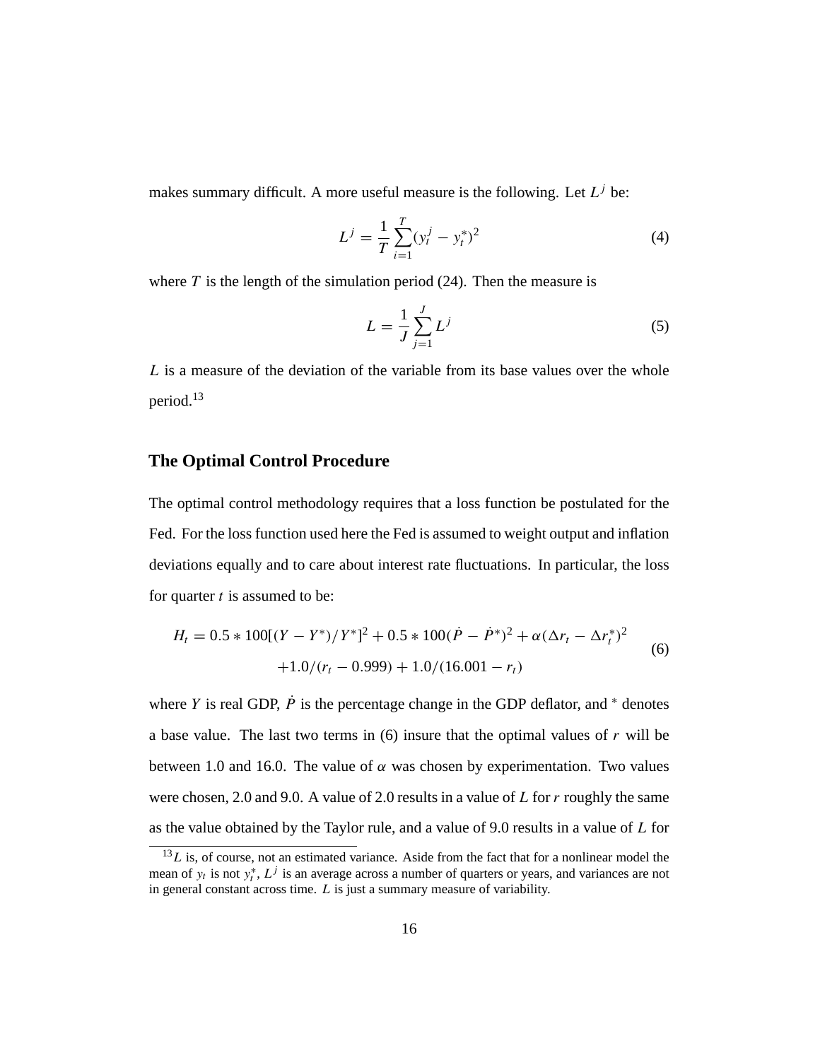makes summary difficult. A more useful measure is the following. Let $L^j$ be:

$$L^j = \frac{1}{T}\sum_{i=1}^{T}(y_t^j - y_t^*)^2 \tag{4}$$

where $T$ is the length of the simulation period (24). Then the measure is

$$L = \frac{1}{J}\sum_{j=1}^{J} L^j \tag{5}$$

$L$ is a measure of the deviation of the variable from its base values over the whole period.[13]

## The Optimal Control Procedure

The optimal control methodology requires that a loss function be postulated for the Fed. For the loss function used here the Fed is assumed to weight output and inflation deviations equally and to care about interest rate fluctuations. In particular, the loss for quarter $t$ is assumed to be:

$$\begin{aligned} H_t = {} & 0.5 * 100[(Y - Y^*)/Y^*]^2 + 0.5 * 100(\dot{P} - \dot{P}^*)^2 + \alpha(\Delta r_t - \Delta r_t^*)^2 \\ & +1.0/(r_t - 0.999) + 1.0/(16.001 - r_t) \end{aligned} \tag{6}$$

where $Y$ is real GDP, $\dot{P}$ is the percentage change in the GDP deflator, and $^*$ denotes a base value. The last two terms in (6) insure that the optimal values of $r$ will be between 1.0 and 16.0. The value of $\alpha$ was chosen by experimentation. Two values were chosen, 2.0 and 9.0. A value of 2.0 results in a value of $L$ for $r$ roughly the same as the value obtained by the Taylor rule, and a value of 9.0 results in a value of $L$ for

[13] $L$ is, of course, not an estimated variance. Aside from the fact that for a nonlinear model the mean of $y_t$ is not $y_t^*$, $L^j$ is an average across a number of quarters or years, and variances are not in general constant across time. $L$ is just a summary measure of variability.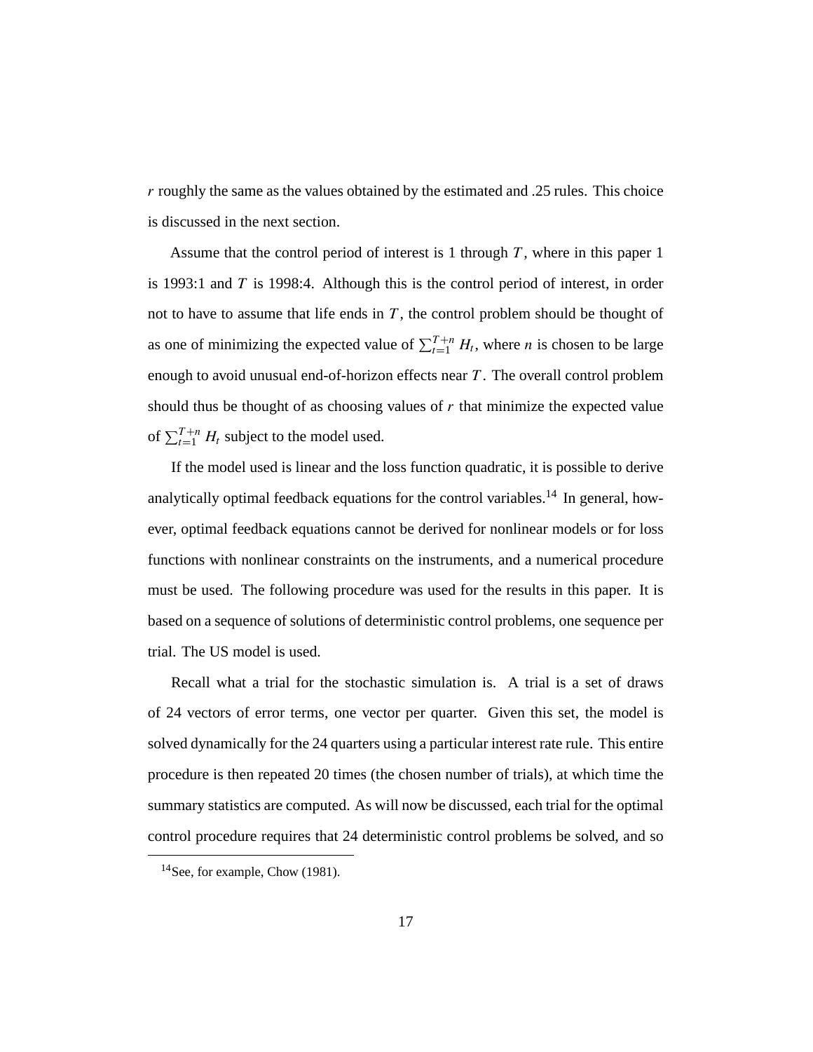$r$ roughly the same as the values obtained by the estimated and .25 rules. This choice is discussed in the next section.

Assume that the control period of interest is 1 through $T$, where in this paper 1 is 1993:1 and $T$ is 1998:4. Although this is the control period of interest, in order not to have to assume that life ends in $T$, the control problem should be thought of as one of minimizing the expected value of $\sum_{t=1}^{T+n} H_t$, where $n$ is chosen to be large enough to avoid unusual end-of-horizon effects near $T$. The overall control problem should thus be thought of as choosing values of $r$ that minimize the expected value of $\sum_{t=1}^{T+n} H_t$ subject to the model used.

If the model used is linear and the loss function quadratic, it is possible to derive analytically optimal feedback equations for the control variables.[14] In general, however, optimal feedback equations cannot be derived for nonlinear models or for loss functions with nonlinear constraints on the instruments, and a numerical procedure must be used. The following procedure was used for the results in this paper. It is based on a sequence of solutions of deterministic control problems, one sequence per trial. The US model is used.

Recall what a trial for the stochastic simulation is. A trial is a set of draws of 24 vectors of error terms, one vector per quarter. Given this set, the model is solved dynamically for the 24 quarters using a particular interest rate rule. This entire procedure is then repeated 20 times (the chosen number of trials), at which time the summary statistics are computed. As will now be discussed, each trial for the optimal control procedure requires that 24 deterministic control problems be solved, and so

[14] See, for example, Chow (1981).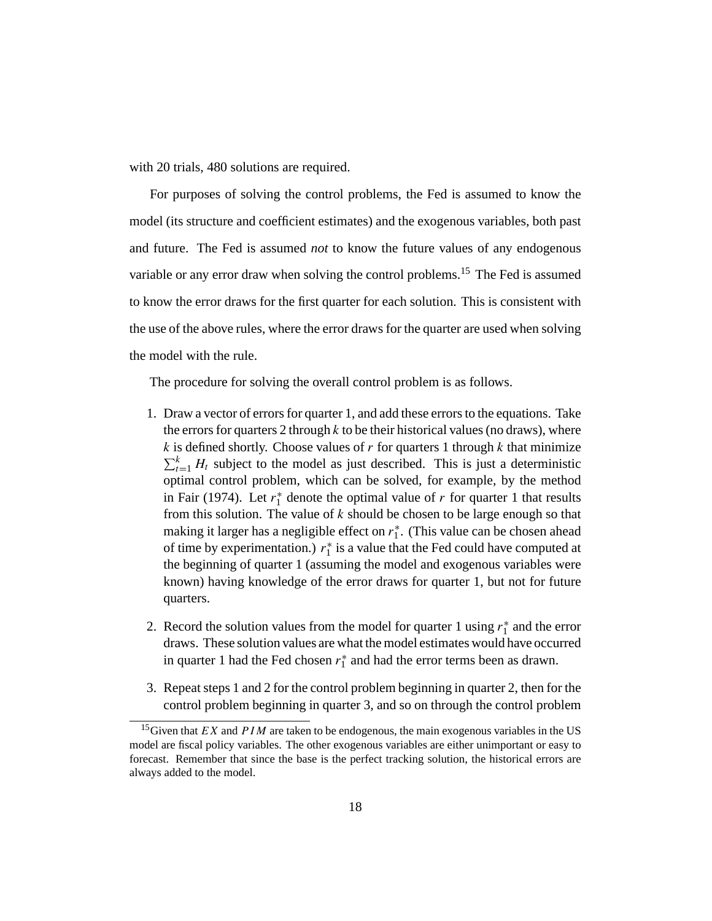with 20 trials, 480 solutions are required.

For purposes of solving the control problems, the Fed is assumed to know the model (its structure and coefficient estimates) and the exogenous variables, both past and future. The Fed is assumed *not* to know the future values of any endogenous variable or any error draw when solving the control problems.[15] The Fed is assumed to know the error draws for the first quarter for each solution. This is consistent with the use of the above rules, where the error draws for the quarter are used when solving the model with the rule.

The procedure for solving the overall control problem is as follows.

1. Draw a vector of errors for quarter 1, and add these errors to the equations. Take the errors for quarters 2 through $k$ to be their historical values (no draws), where $k$ is defined shortly. Choose values of $r$ for quarters 1 through $k$ that minimize $\sum_{t=1}^{k} H_t$ subject to the model as just described. This is just a deterministic optimal control problem, which can be solved, for example, by the method in Fair (1974). Let $r_1^*$ denote the optimal value of $r$ for quarter 1 that results from this solution. The value of $k$ should be chosen to be large enough so that making it larger has a negligible effect on $r_1^*$. (This value can be chosen ahead of time by experimentation.) $r_1^*$ is a value that the Fed could have computed at the beginning of quarter 1 (assuming the model and exogenous variables were known) having knowledge of the error draws for quarter 1, but not for future quarters.

2. Record the solution values from the model for quarter 1 using $r_1^*$ and the error draws. These solution values are what the model estimates would have occurred in quarter 1 had the Fed chosen $r_1^*$ and had the error terms been as drawn.

3. Repeat steps 1 and 2 for the control problem beginning in quarter 2, then for the control problem beginning in quarter 3, and so on through the control problem

[15] Given that $EX$ and $PIM$ are taken to be endogenous, the main exogenous variables in the US model are fiscal policy variables. The other exogenous variables are either unimportant or easy to forecast. Remember that since the base is the perfect tracking solution, the historical errors are always added to the model.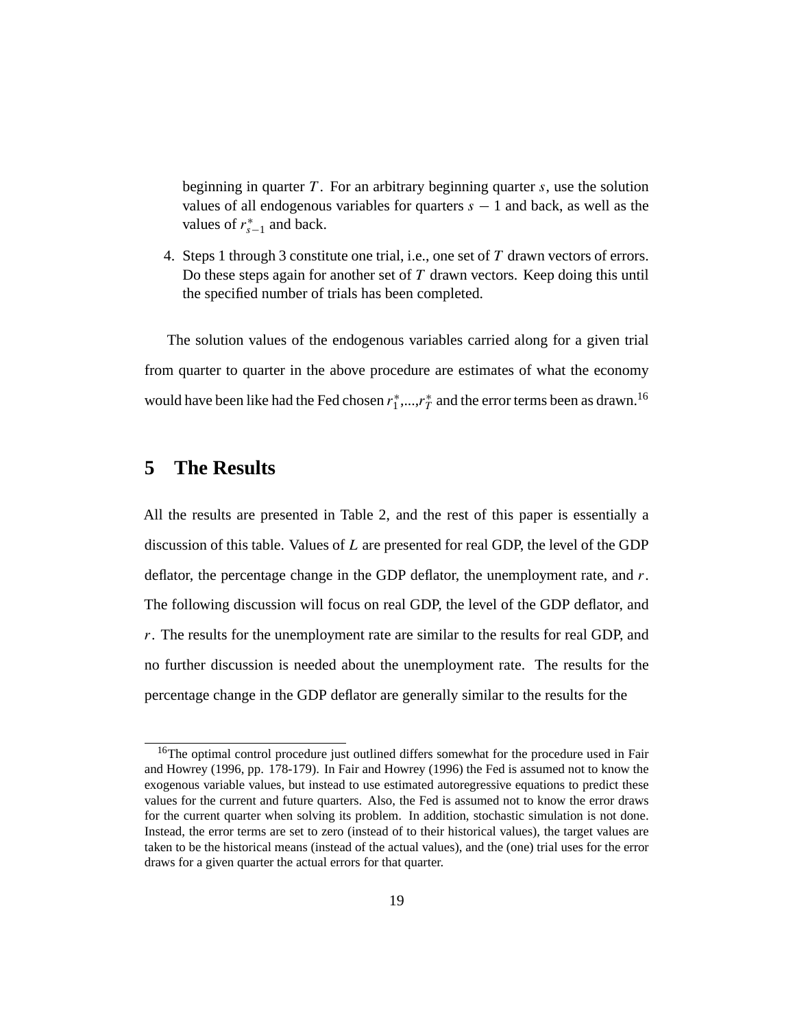beginning in quarter $T$. For an arbitrary beginning quarter $s$, use the solution values of all endogenous variables for quarters $s - 1$ and back, as well as the values of $r^*_{s-1}$ and back.

4. Steps 1 through 3 constitute one trial, i.e., one set of $T$ drawn vectors of errors. Do these steps again for another set of $T$ drawn vectors. Keep doing this until the specified number of trials has been completed.

The solution values of the endogenous variables carried along for a given trial from quarter to quarter in the above procedure are estimates of what the economy would have been like had the Fed chosen $r^*_1$,...,$r^*_T$ and the error terms been as drawn.[16]

## 5 The Results

All the results are presented in Table 2, and the rest of this paper is essentially a discussion of this table. Values of $L$ are presented for real GDP, the level of the GDP deflator, the percentage change in the GDP deflator, the unemployment rate, and $r$. The following discussion will focus on real GDP, the level of the GDP deflator, and $r$. The results for the unemployment rate are similar to the results for real GDP, and no further discussion is needed about the unemployment rate. The results for the percentage change in the GDP deflator are generally similar to the results for the

[16] The optimal control procedure just outlined differs somewhat for the procedure used in Fair and Howrey (1996, pp. 178-179). In Fair and Howrey (1996) the Fed is assumed not to know the exogenous variable values, but instead to use estimated autoregressive equations to predict these values for the current and future quarters. Also, the Fed is assumed not to know the error draws for the current quarter when solving its problem. In addition, stochastic simulation is not done. Instead, the error terms are set to zero (instead of to their historical values), the target values are taken to be the historical means (instead of the actual values), and the (one) trial uses for the error draws for a given quarter the actual errors for that quarter.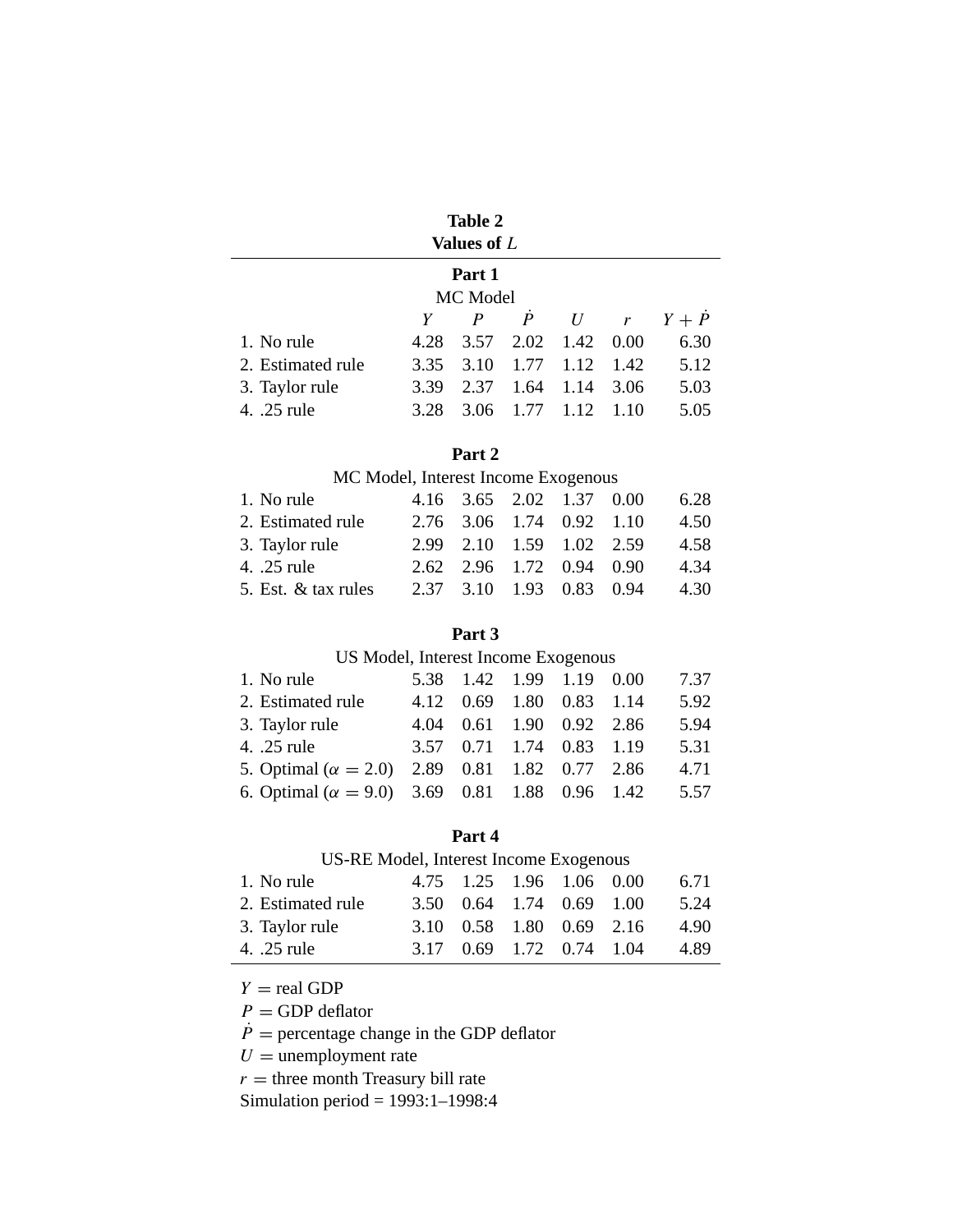**Table 2**
**Values of $L$**

**Part 1**
MC Model

| | $Y$ | $P$ | $\dot{P}$ | $U$ | $r$ | $Y+\dot{P}$ |
|---|---|---|---|---|---|---|
| 1. No rule | 4.28 | 3.57 | 2.02 | 1.42 | 0.00 | 6.30 |
| 2. Estimated rule | 3.35 | 3.10 | 1.77 | 1.12 | 1.42 | 5.12 |
| 3. Taylor rule | 3.39 | 2.37 | 1.64 | 1.14 | 3.06 | 5.03 |
| 4. .25 rule | 3.28 | 3.06 | 1.77 | 1.12 | 1.10 | 5.05 |

**Part 2**
MC Model, Interest Income Exogenous

| | $Y$ | $P$ | $\dot{P}$ | $U$ | $r$ | $Y+\dot{P}$ |
|---|---|---|---|---|---|---|
| 1. No rule | 4.16 | 3.65 | 2.02 | 1.37 | 0.00 | 6.28 |
| 2. Estimated rule | 2.76 | 3.06 | 1.74 | 0.92 | 1.10 | 4.50 |
| 3. Taylor rule | 2.99 | 2.10 | 1.59 | 1.02 | 2.59 | 4.58 |
| 4. .25 rule | 2.62 | 2.96 | 1.72 | 0.94 | 0.90 | 4.34 |
| 5. Est. & tax rules | 2.37 | 3.10 | 1.93 | 0.83 | 0.94 | 4.30 |

**Part 3**
US Model, Interest Income Exogenous

| | $Y$ | $P$ | $\dot{P}$ | $U$ | $r$ | $Y+\dot{P}$ |
|---|---|---|---|---|---|---|
| 1. No rule | 5.38 | 1.42 | 1.99 | 1.19 | 0.00 | 7.37 |
| 2. Estimated rule | 4.12 | 0.69 | 1.80 | 0.83 | 1.14 | 5.92 |
| 3. Taylor rule | 4.04 | 0.61 | 1.90 | 0.92 | 2.86 | 5.94 |
| 4. .25 rule | 3.57 | 0.71 | 1.74 | 0.83 | 1.19 | 5.31 |
| 5. Optimal ($\alpha = 2.0$) | 2.89 | 0.81 | 1.82 | 0.77 | 2.86 | 4.71 |
| 6. Optimal ($\alpha = 9.0$) | 3.69 | 0.81 | 1.88 | 0.96 | 1.42 | 5.57 |

**Part 4**
US-RE Model, Interest Income Exogenous

| | $Y$ | $P$ | $\dot{P}$ | $U$ | $r$ | $Y+\dot{P}$ |
|---|---|---|---|---|---|---|
| 1. No rule | 4.75 | 1.25 | 1.96 | 1.06 | 0.00 | 6.71 |
| 2. Estimated rule | 3.50 | 0.64 | 1.74 | 0.69 | 1.00 | 5.24 |
| 3. Taylor rule | 3.10 | 0.58 | 1.80 | 0.69 | 2.16 | 4.90 |
| 4. .25 rule | 3.17 | 0.69 | 1.72 | 0.74 | 1.04 | 4.89 |

$Y$ = real GDP
$P$ = GDP deflator
$\dot{P}$ = percentage change in the GDP deflator
$U$ = unemployment rate
$r$ = three month Treasury bill rate
Simulation period = 1993:1–1998:4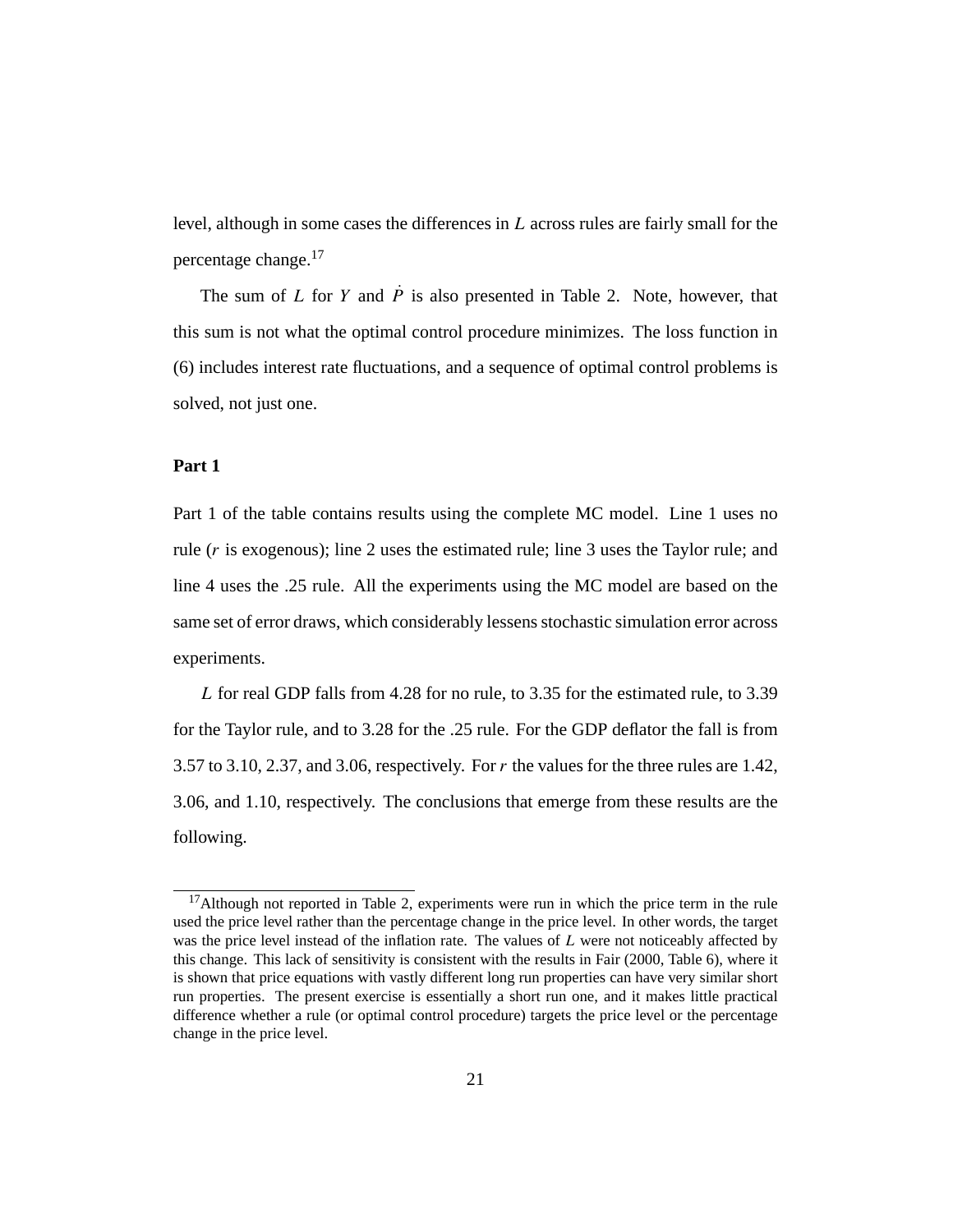level, although in some cases the differences in $L$ across rules are fairly small for the percentage change.[17]

The sum of $L$ for $Y$ and $\dot{P}$ is also presented in Table 2. Note, however, that this sum is not what the optimal control procedure minimizes. The loss function in (6) includes interest rate fluctuations, and a sequence of optimal control problems is solved, not just one.

**Part 1**

Part 1 of the table contains results using the complete MC model. Line 1 uses no rule ($r$ is exogenous); line 2 uses the estimated rule; line 3 uses the Taylor rule; and line 4 uses the .25 rule. All the experiments using the MC model are based on the same set of error draws, which considerably lessens stochastic simulation error across experiments.

$L$ for real GDP falls from 4.28 for no rule, to 3.35 for the estimated rule, to 3.39 for the Taylor rule, and to 3.28 for the .25 rule. For the GDP deflator the fall is from 3.57 to 3.10, 2.37, and 3.06, respectively. For $r$ the values for the three rules are 1.42, 3.06, and 1.10, respectively. The conclusions that emerge from these results are the following.

[17] Although not reported in Table 2, experiments were run in which the price term in the rule used the price level rather than the percentage change in the price level. In other words, the target was the price level instead of the inflation rate. The values of $L$ were not noticeably affected by this change. This lack of sensitivity is consistent with the results in Fair (2000, Table 6), where it is shown that price equations with vastly different long run properties can have very similar short run properties. The present exercise is essentially a short run one, and it makes little practical difference whether a rule (or optimal control procedure) targets the price level or the percentage change in the price level.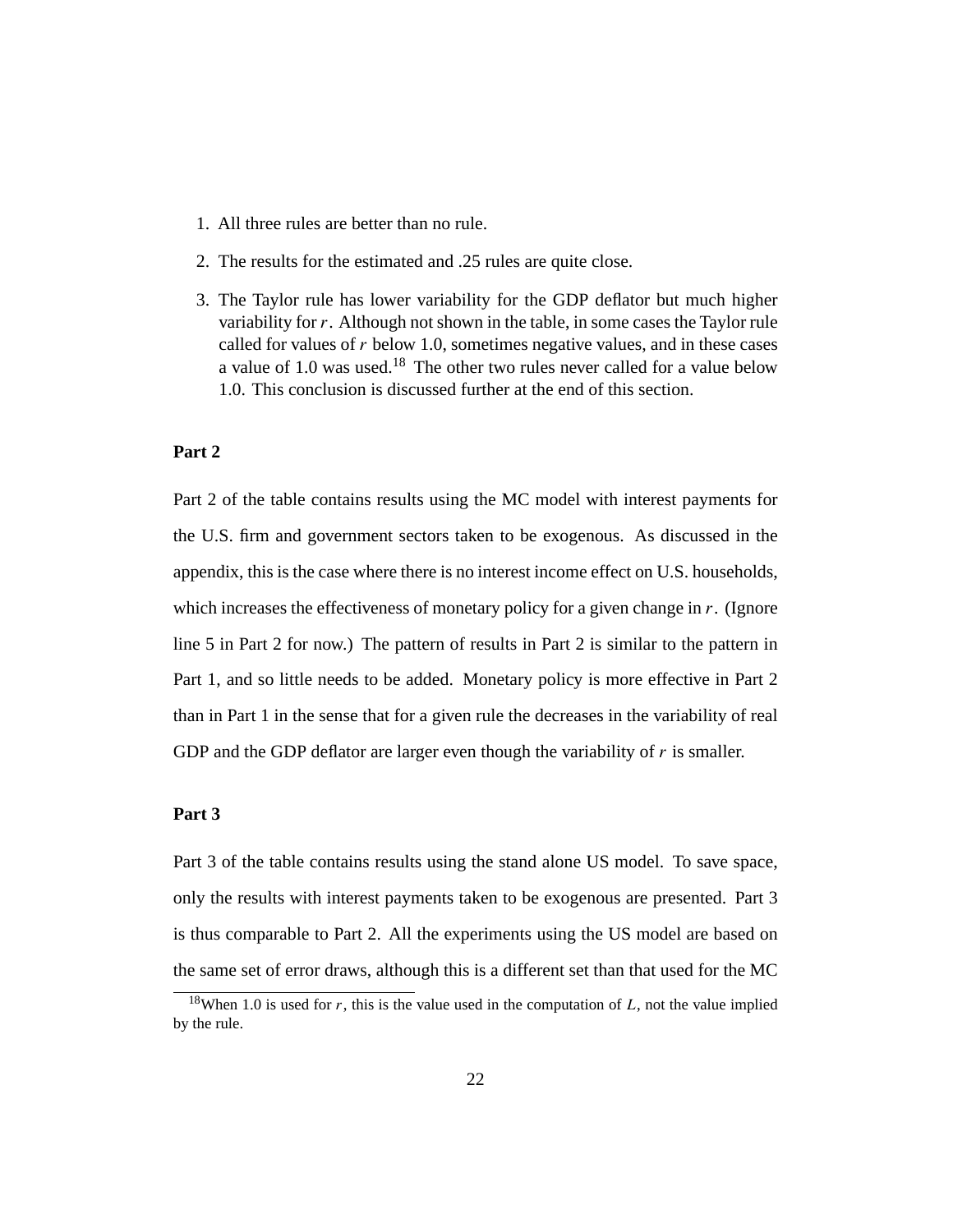1. All three rules are better than no rule.
2. The results for the estimated and .25 rules are quite close.
3. The Taylor rule has lower variability for the GDP deflator but much higher variability for $r$. Although not shown in the table, in some cases the Taylor rule called for values of $r$ below 1.0, sometimes negative values, and in these cases a value of 1.0 was used.[18] The other two rules never called for a value below 1.0. This conclusion is discussed further at the end of this section.

**Part 2**

Part 2 of the table contains results using the MC model with interest payments for the U.S. firm and government sectors taken to be exogenous. As discussed in the appendix, this is the case where there is no interest income effect on U.S. households, which increases the effectiveness of monetary policy for a given change in $r$. (Ignore line 5 in Part 2 for now.) The pattern of results in Part 2 is similar to the pattern in Part 1, and so little needs to be added. Monetary policy is more effective in Part 2 than in Part 1 in the sense that for a given rule the decreases in the variability of real GDP and the GDP deflator are larger even though the variability of $r$ is smaller.

**Part 3**

Part 3 of the table contains results using the stand alone US model. To save space, only the results with interest payments taken to be exogenous are presented. Part 3 is thus comparable to Part 2. All the experiments using the US model are based on the same set of error draws, although this is a different set than that used for the MC

[18] When 1.0 is used for $r$, this is the value used in the computation of $L$, not the value implied by the rule.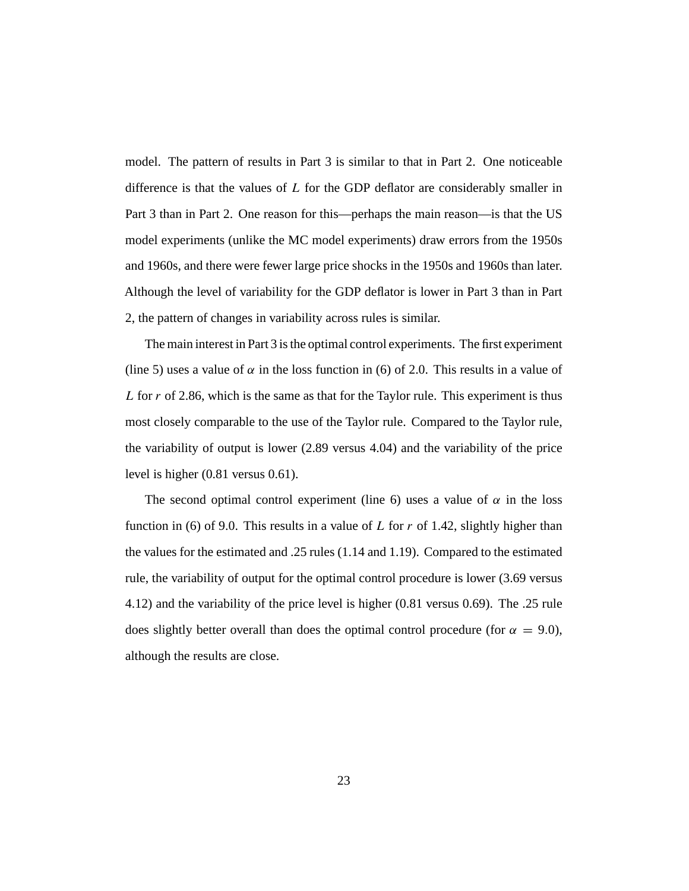model. The pattern of results in Part 3 is similar to that in Part 2. One noticeable difference is that the values of $L$ for the GDP deflator are considerably smaller in Part 3 than in Part 2. One reason for this—perhaps the main reason—is that the US model experiments (unlike the MC model experiments) draw errors from the 1950s and 1960s, and there were fewer large price shocks in the 1950s and 1960s than later. Although the level of variability for the GDP deflator is lower in Part 3 than in Part 2, the pattern of changes in variability across rules is similar.

The main interest in Part 3 is the optimal control experiments. The first experiment (line 5) uses a value of $\alpha$ in the loss function in (6) of 2.0. This results in a value of $L$ for $r$ of 2.86, which is the same as that for the Taylor rule. This experiment is thus most closely comparable to the use of the Taylor rule. Compared to the Taylor rule, the variability of output is lower (2.89 versus 4.04) and the variability of the price level is higher (0.81 versus 0.61).

The second optimal control experiment (line 6) uses a value of $\alpha$ in the loss function in (6) of 9.0. This results in a value of $L$ for $r$ of 1.42, slightly higher than the values for the estimated and .25 rules (1.14 and 1.19). Compared to the estimated rule, the variability of output for the optimal control procedure is lower (3.69 versus 4.12) and the variability of the price level is higher (0.81 versus 0.69). The .25 rule does slightly better overall than does the optimal control procedure (for $\alpha = 9.0$), although the results are close.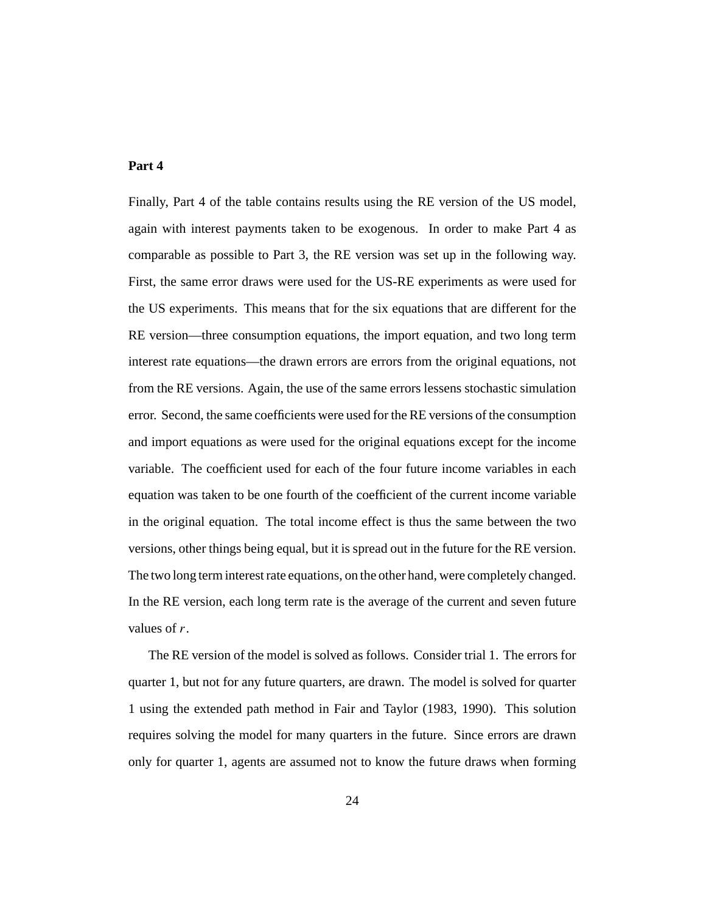**Part 4**

Finally, Part 4 of the table contains results using the RE version of the US model, again with interest payments taken to be exogenous. In order to make Part 4 as comparable as possible to Part 3, the RE version was set up in the following way. First, the same error draws were used for the US-RE experiments as were used for the US experiments. This means that for the six equations that are different for the RE version—three consumption equations, the import equation, and two long term interest rate equations—the drawn errors are errors from the original equations, not from the RE versions. Again, the use of the same errors lessens stochastic simulation error. Second, the same coefficients were used for the RE versions of the consumption and import equations as were used for the original equations except for the income variable. The coefficient used for each of the four future income variables in each equation was taken to be one fourth of the coefficient of the current income variable in the original equation. The total income effect is thus the same between the two versions, other things being equal, but it is spread out in the future for the RE version. The two long term interest rate equations, on the other hand, were completely changed. In the RE version, each long term rate is the average of the current and seven future values of $r$.

The RE version of the model is solved as follows. Consider trial 1. The errors for quarter 1, but not for any future quarters, are drawn. The model is solved for quarter 1 using the extended path method in Fair and Taylor (1983, 1990). This solution requires solving the model for many quarters in the future. Since errors are drawn only for quarter 1, agents are assumed not to know the future draws when forming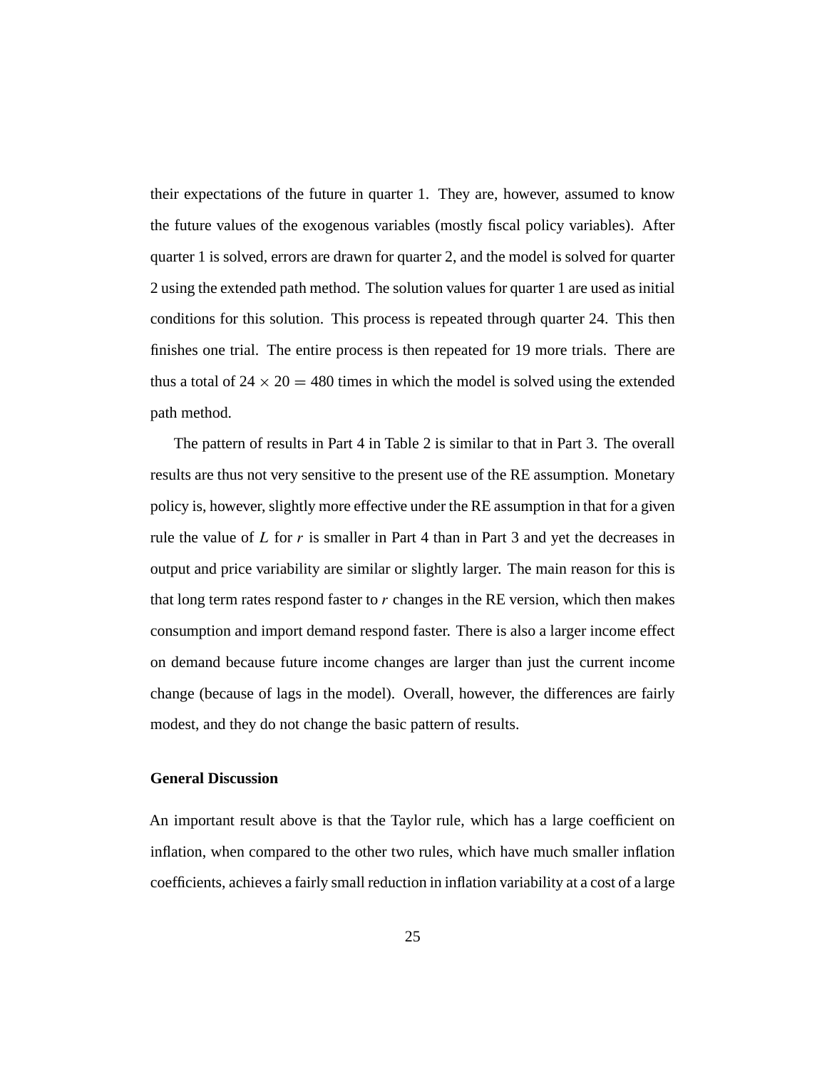their expectations of the future in quarter 1. They are, however, assumed to know the future values of the exogenous variables (mostly fiscal policy variables). After quarter 1 is solved, errors are drawn for quarter 2, and the model is solved for quarter 2 using the extended path method. The solution values for quarter 1 are used as initial conditions for this solution. This process is repeated through quarter 24. This then finishes one trial. The entire process is then repeated for 19 more trials. There are thus a total of $24 \times 20 = 480$ times in which the model is solved using the extended path method.

The pattern of results in Part 4 in Table 2 is similar to that in Part 3. The overall results are thus not very sensitive to the present use of the RE assumption. Monetary policy is, however, slightly more effective under the RE assumption in that for a given rule the value of $L$ for $r$ is smaller in Part 4 than in Part 3 and yet the decreases in output and price variability are similar or slightly larger. The main reason for this is that long term rates respond faster to $r$ changes in the RE version, which then makes consumption and import demand respond faster. There is also a larger income effect on demand because future income changes are larger than just the current income change (because of lags in the model). Overall, however, the differences are fairly modest, and they do not change the basic pattern of results.

### General Discussion

An important result above is that the Taylor rule, which has a large coefficient on inflation, when compared to the other two rules, which have much smaller inflation coefficients, achieves a fairly small reduction in inflation variability at a cost of a large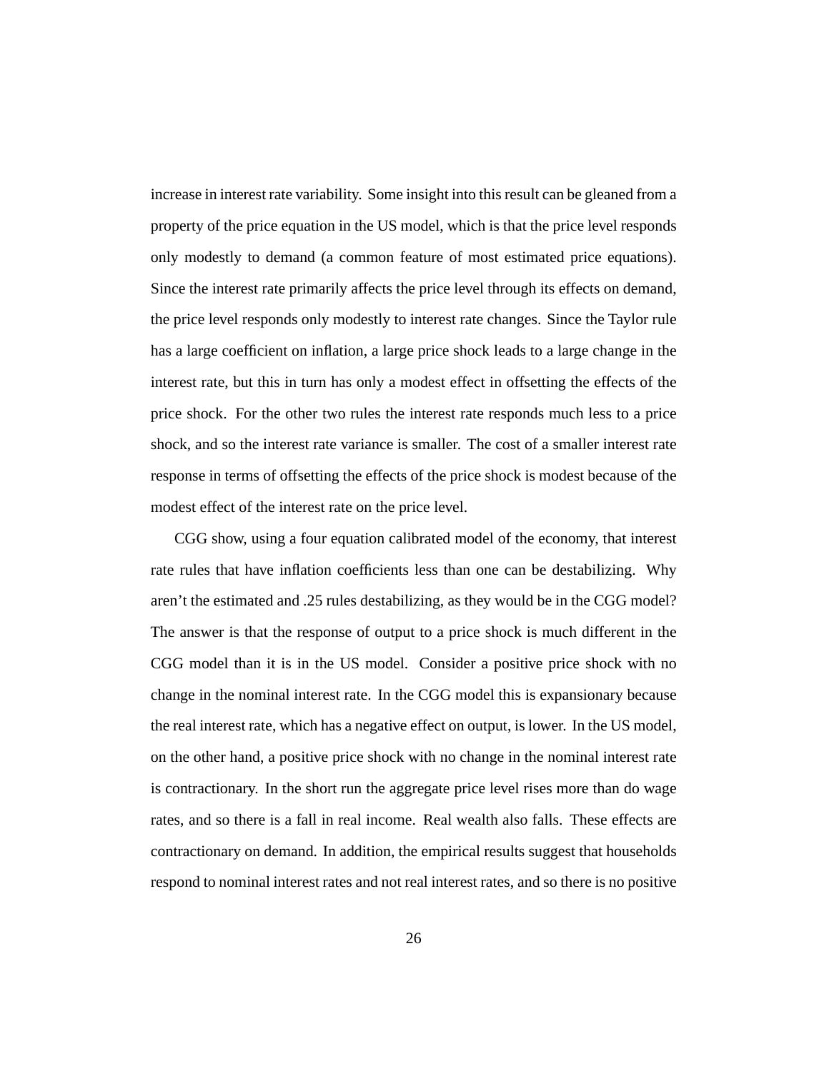increase in interest rate variability. Some insight into this result can be gleaned from a property of the price equation in the US model, which is that the price level responds only modestly to demand (a common feature of most estimated price equations). Since the interest rate primarily affects the price level through its effects on demand, the price level responds only modestly to interest rate changes. Since the Taylor rule has a large coefficient on inflation, a large price shock leads to a large change in the interest rate, but this in turn has only a modest effect in offsetting the effects of the price shock. For the other two rules the interest rate responds much less to a price shock, and so the interest rate variance is smaller. The cost of a smaller interest rate response in terms of offsetting the effects of the price shock is modest because of the modest effect of the interest rate on the price level.

CGG show, using a four equation calibrated model of the economy, that interest rate rules that have inflation coefficients less than one can be destabilizing. Why aren't the estimated and .25 rules destabilizing, as they would be in the CGG model? The answer is that the response of output to a price shock is much different in the CGG model than it is in the US model. Consider a positive price shock with no change in the nominal interest rate. In the CGG model this is expansionary because the real interest rate, which has a negative effect on output, is lower. In the US model, on the other hand, a positive price shock with no change in the nominal interest rate is contractionary. In the short run the aggregate price level rises more than do wage rates, and so there is a fall in real income. Real wealth also falls. These effects are contractionary on demand. In addition, the empirical results suggest that households respond to nominal interest rates and not real interest rates, and so there is no positive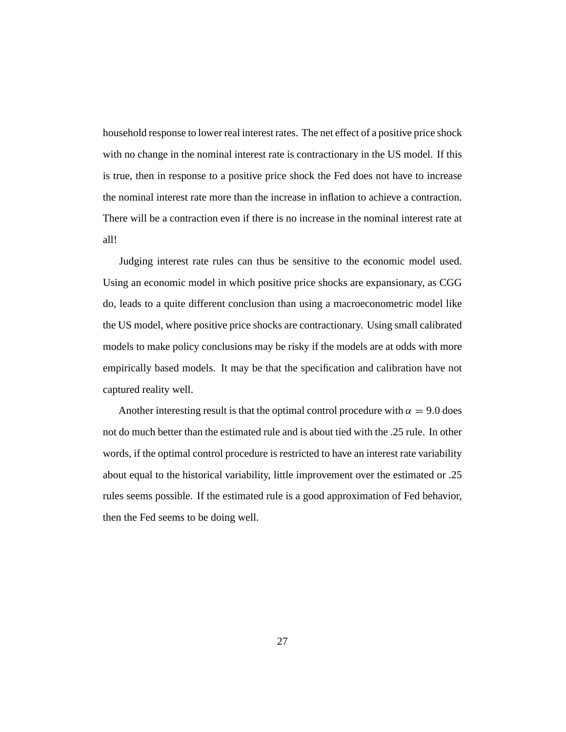household response to lower real interest rates. The net effect of a positive price shock with no change in the nominal interest rate is contractionary in the US model. If this is true, then in response to a positive price shock the Fed does not have to increase the nominal interest rate more than the increase in inflation to achieve a contraction. There will be a contraction even if there is no increase in the nominal interest rate at all!

Judging interest rate rules can thus be sensitive to the economic model used. Using an economic model in which positive price shocks are expansionary, as CGG do, leads to a quite different conclusion than using a macroeconometric model like the US model, where positive price shocks are contractionary. Using small calibrated models to make policy conclusions may be risky if the models are at odds with more empirically based models. It may be that the specification and calibration have not captured reality well.

Another interesting result is that the optimal control procedure with $\alpha = 9.0$ does not do much better than the estimated rule and is about tied with the .25 rule. In other words, if the optimal control procedure is restricted to have an interest rate variability about equal to the historical variability, little improvement over the estimated or .25 rules seems possible. If the estimated rule is a good approximation of Fed behavior, then the Fed seems to be doing well.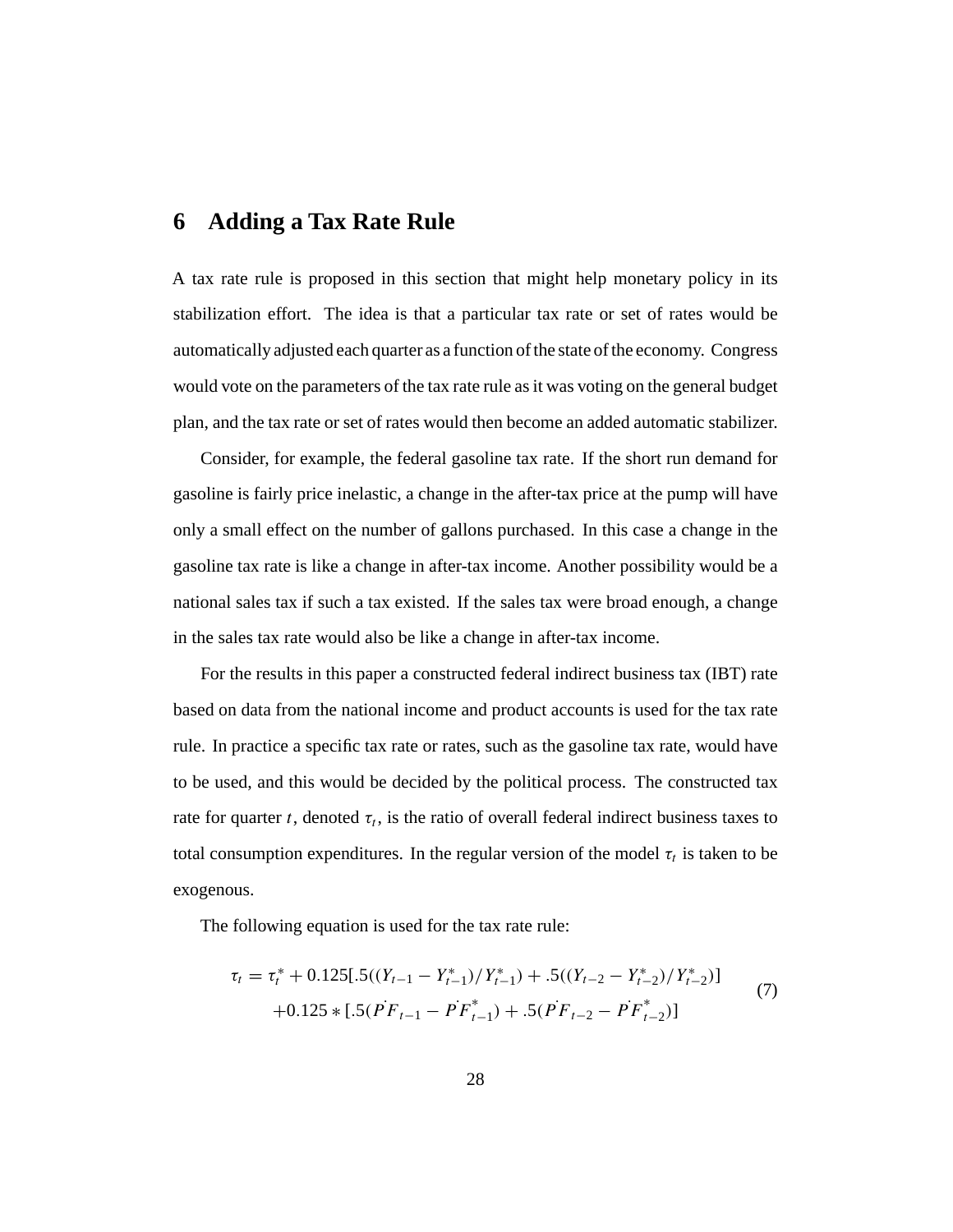# 6 Adding a Tax Rate Rule

A tax rate rule is proposed in this section that might help monetary policy in its stabilization effort. The idea is that a particular tax rate or set of rates would be automatically adjusted each quarter as a function of the state of the economy. Congress would vote on the parameters of the tax rate rule as it was voting on the general budget plan, and the tax rate or set of rates would then become an added automatic stabilizer.

Consider, for example, the federal gasoline tax rate. If the short run demand for gasoline is fairly price inelastic, a change in the after-tax price at the pump will have only a small effect on the number of gallons purchased. In this case a change in the gasoline tax rate is like a change in after-tax income. Another possibility would be a national sales tax if such a tax existed. If the sales tax were broad enough, a change in the sales tax rate would also be like a change in after-tax income.

For the results in this paper a constructed federal indirect business tax (IBT) rate based on data from the national income and product accounts is used for the tax rate rule. In practice a specific tax rate or rates, such as the gasoline tax rate, would have to be used, and this would be decided by the political process. The constructed tax rate for quarter $t$, denoted $\tau_t$, is the ratio of overall federal indirect business taxes to total consumption expenditures. In the regular version of the model $\tau_t$ is taken to be exogenous.

The following equation is used for the tax rate rule:

$$\begin{aligned}\tau_t = \tau_t^* &+ 0.125[.5((Y_{t-1} - Y_{t-1}^*)/Y_{t-1}^*) + .5((Y_{t-2} - Y_{t-2}^*)/Y_{t-2}^*)] \\ &+ 0.125 * [.5(\dot{PF}_{t-1} - \dot{PF}_{t-1}^*) + .5(\dot{PF}_{t-2} - \dot{PF}_{t-2}^*)]\end{aligned} \tag{7}$$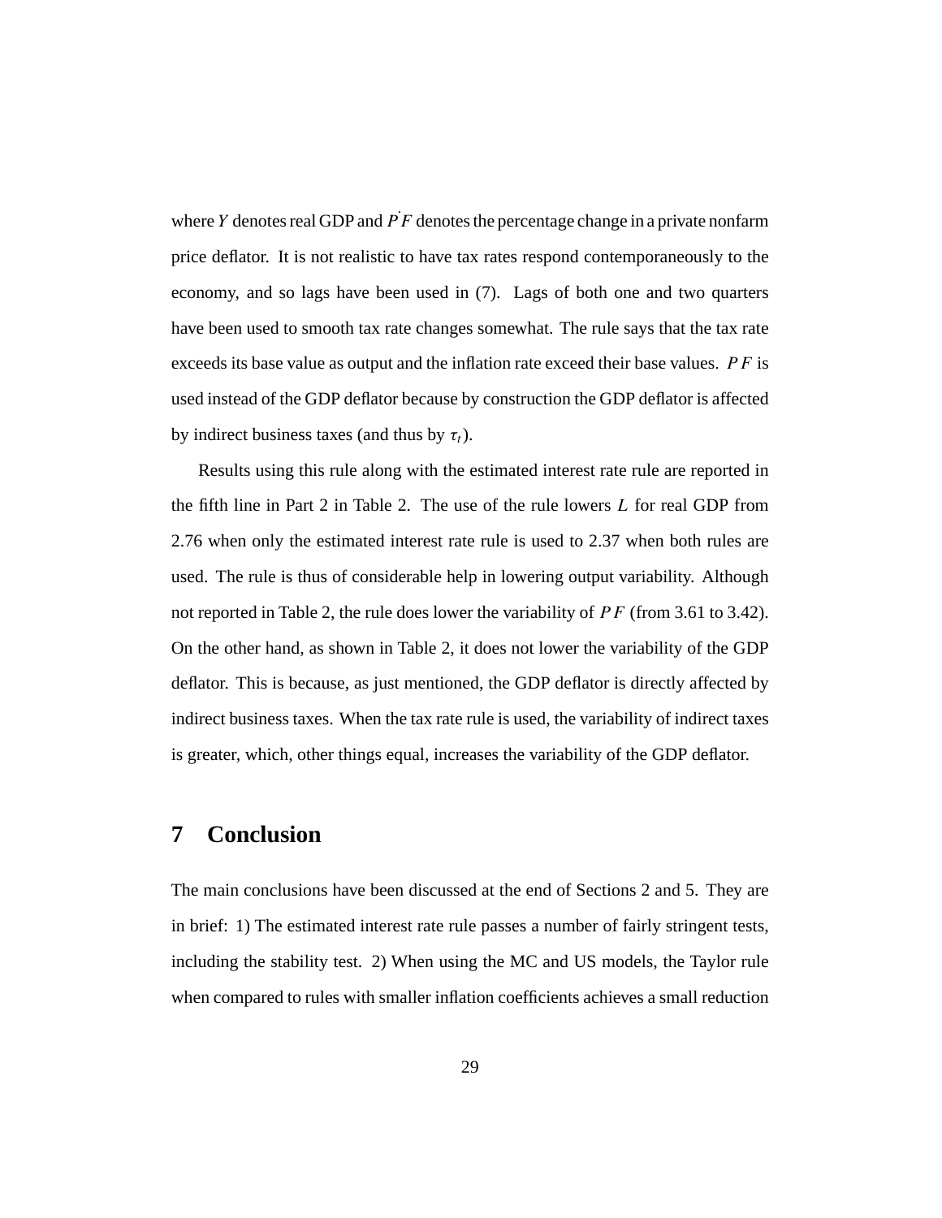where $Y$ denotes real GDP and $\dot{PF}$ denotes the percentage change in a private nonfarm price deflator. It is not realistic to have tax rates respond contemporaneously to the economy, and so lags have been used in (7). Lags of both one and two quarters have been used to smooth tax rate changes somewhat. The rule says that the tax rate exceeds its base value as output and the inflation rate exceed their base values. $PF$ is used instead of the GDP deflator because by construction the GDP deflator is affected by indirect business taxes (and thus by $\tau_t$).

Results using this rule along with the estimated interest rate rule are reported in the fifth line in Part 2 in Table 2. The use of the rule lowers $L$ for real GDP from 2.76 when only the estimated interest rate rule is used to 2.37 when both rules are used. The rule is thus of considerable help in lowering output variability. Although not reported in Table 2, the rule does lower the variability of $PF$ (from 3.61 to 3.42). On the other hand, as shown in Table 2, it does not lower the variability of the GDP deflator. This is because, as just mentioned, the GDP deflator is directly affected by indirect business taxes. When the tax rate rule is used, the variability of indirect taxes is greater, which, other things equal, increases the variability of the GDP deflator.

## 7 Conclusion

The main conclusions have been discussed at the end of Sections 2 and 5. They are in brief: 1) The estimated interest rate rule passes a number of fairly stringent tests, including the stability test. 2) When using the MC and US models, the Taylor rule when compared to rules with smaller inflation coefficients achieves a small reduction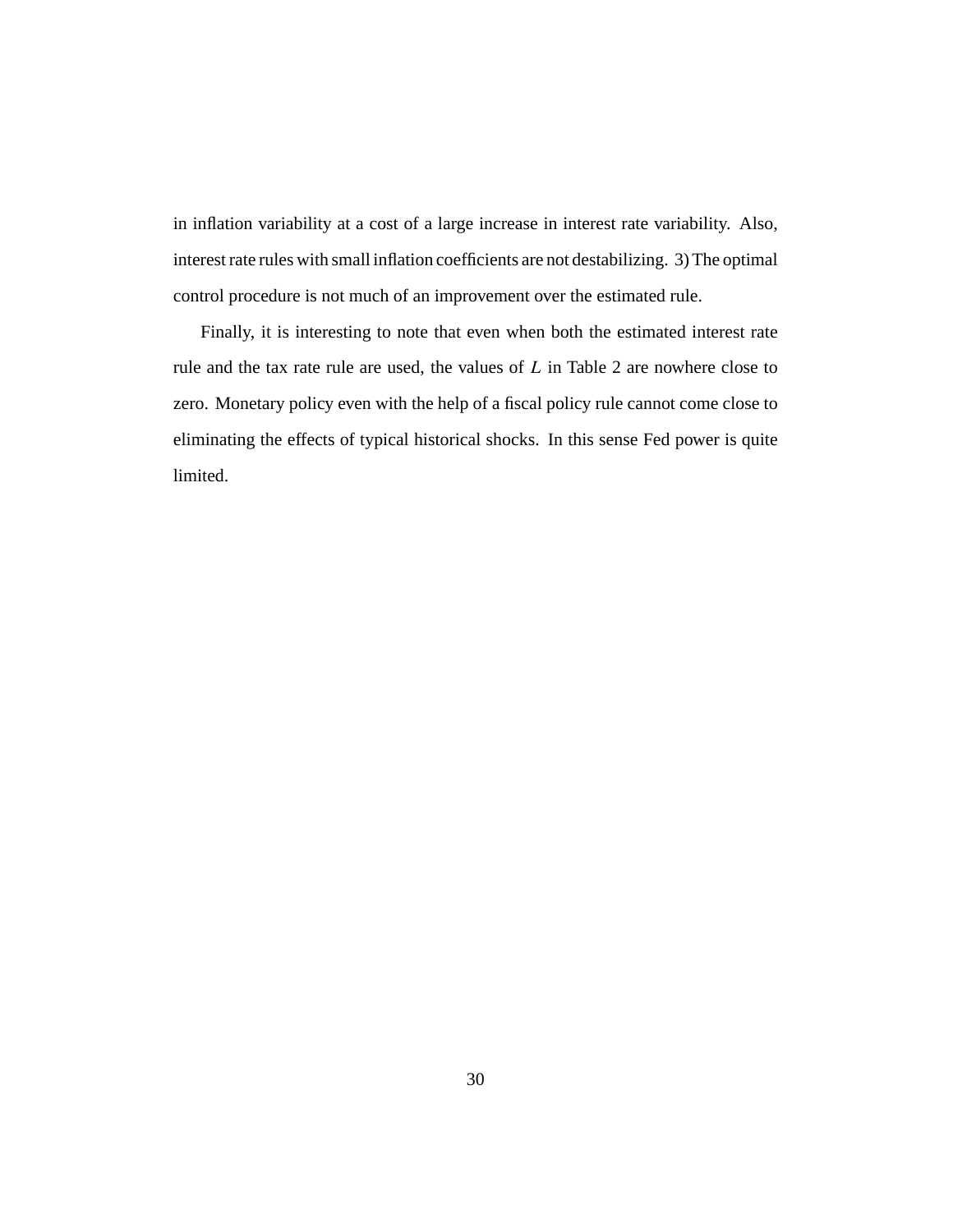in inflation variability at a cost of a large increase in interest rate variability. Also, interest rate rules with small inflation coefficients are not destabilizing. 3) The optimal control procedure is not much of an improvement over the estimated rule.

Finally, it is interesting to note that even when both the estimated interest rate rule and the tax rate rule are used, the values of $L$ in Table 2 are nowhere close to zero. Monetary policy even with the help of a fiscal policy rule cannot come close to eliminating the effects of typical historical shocks. In this sense Fed power is quite limited.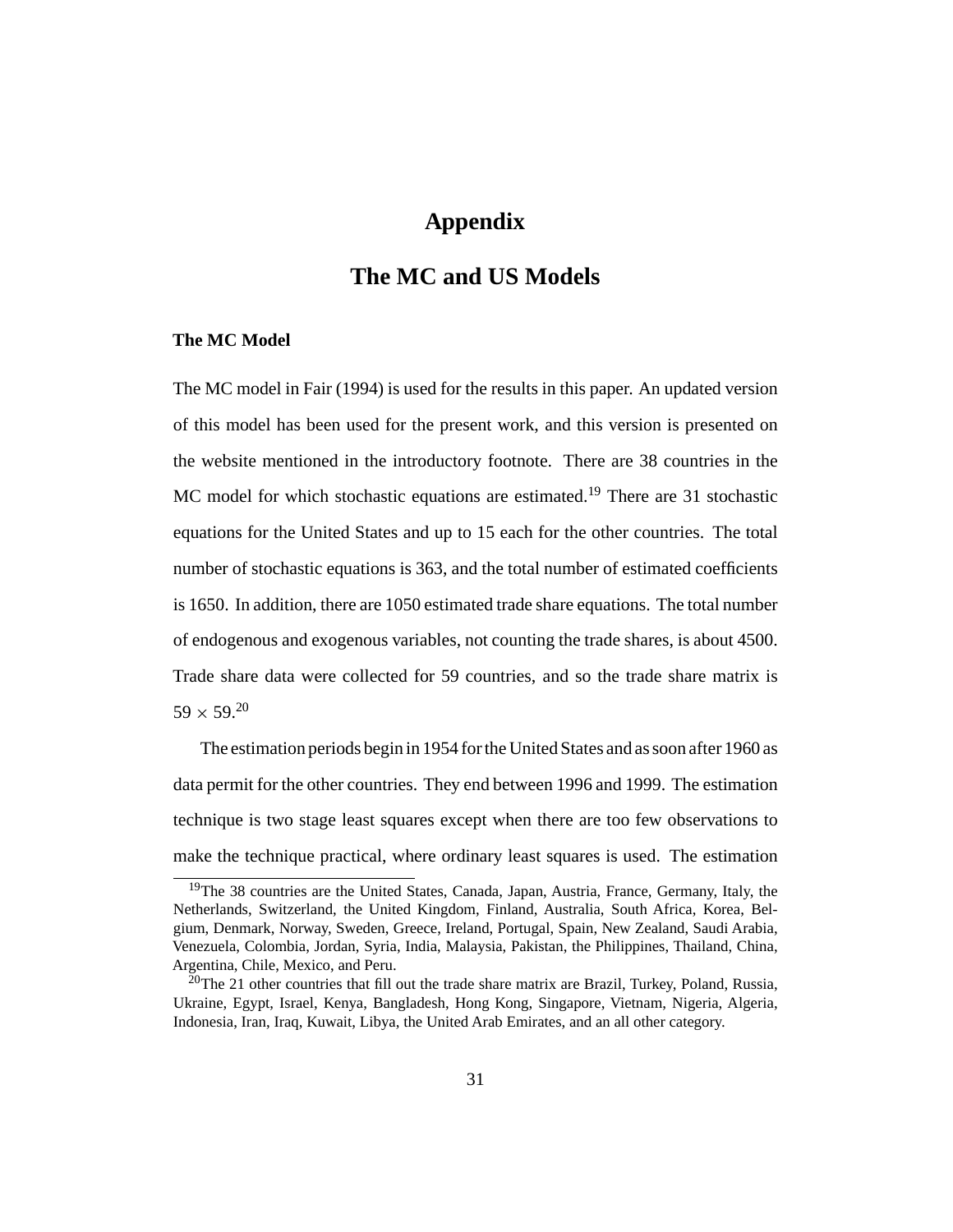# Appendix

# The MC and US Models

### The MC Model

The MC model in Fair (1994) is used for the results in this paper. An updated version of this model has been used for the present work, and this version is presented on the website mentioned in the introductory footnote. There are 38 countries in the MC model for which stochastic equations are estimated.[19] There are 31 stochastic equations for the United States and up to 15 each for the other countries. The total number of stochastic equations is 363, and the total number of estimated coefficients is 1650. In addition, there are 1050 estimated trade share equations. The total number of endogenous and exogenous variables, not counting the trade shares, is about 4500. Trade share data were collected for 59 countries, and so the trade share matrix is $59 \times 59$.[20]

The estimation periods begin in 1954 for the United States and as soon after 1960 as data permit for the other countries. They end between 1996 and 1999. The estimation technique is two stage least squares except when there are too few observations to make the technique practical, where ordinary least squares is used. The estimation

[19]The 38 countries are the United States, Canada, Japan, Austria, France, Germany, Italy, the Netherlands, Switzerland, the United Kingdom, Finland, Australia, South Africa, Korea, Belgium, Denmark, Norway, Sweden, Greece, Ireland, Portugal, Spain, New Zealand, Saudi Arabia, Venezuela, Colombia, Jordan, Syria, India, Malaysia, Pakistan, the Philippines, Thailand, China, Argentina, Chile, Mexico, and Peru.

[20]The 21 other countries that fill out the trade share matrix are Brazil, Turkey, Poland, Russia, Ukraine, Egypt, Israel, Kenya, Bangladesh, Hong Kong, Singapore, Vietnam, Nigeria, Algeria, Indonesia, Iran, Iraq, Kuwait, Libya, the United Arab Emirates, and an all other category.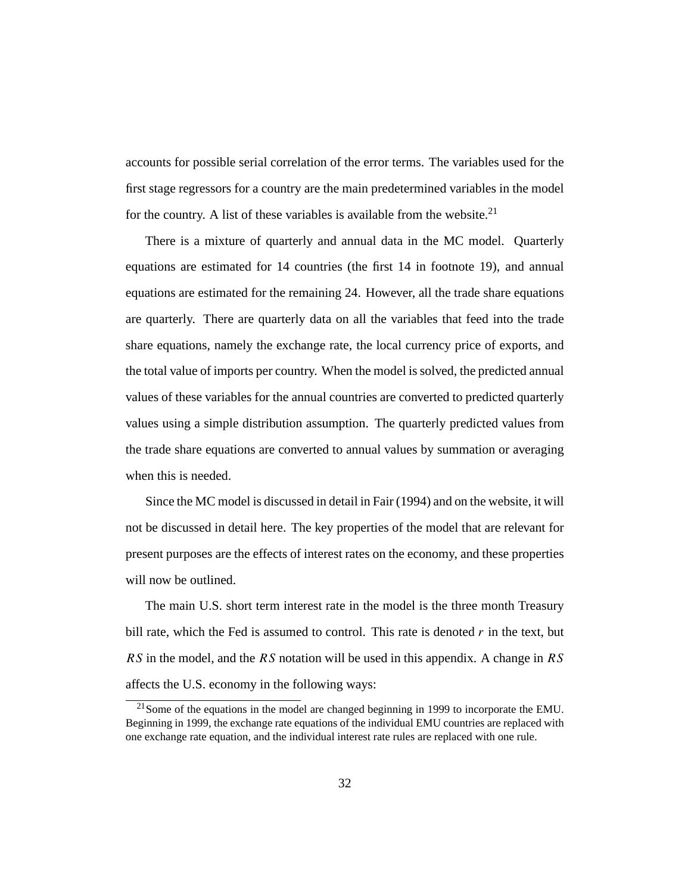accounts for possible serial correlation of the error terms. The variables used for the first stage regressors for a country are the main predetermined variables in the model for the country. A list of these variables is available from the website.[21]

There is a mixture of quarterly and annual data in the MC model. Quarterly equations are estimated for 14 countries (the first 14 in footnote 19), and annual equations are estimated for the remaining 24. However, all the trade share equations are quarterly. There are quarterly data on all the variables that feed into the trade share equations, namely the exchange rate, the local currency price of exports, and the total value of imports per country. When the model is solved, the predicted annual values of these variables for the annual countries are converted to predicted quarterly values using a simple distribution assumption. The quarterly predicted values from the trade share equations are converted to annual values by summation or averaging when this is needed.

Since the MC model is discussed in detail in Fair (1994) and on the website, it will not be discussed in detail here. The key properties of the model that are relevant for present purposes are the effects of interest rates on the economy, and these properties will now be outlined.

The main U.S. short term interest rate in the model is the three month Treasury bill rate, which the Fed is assumed to control. This rate is denoted $r$ in the text, but $RS$ in the model, and the $RS$ notation will be used in this appendix. A change in $RS$ affects the U.S. economy in the following ways:

[21] Some of the equations in the model are changed beginning in 1999 to incorporate the EMU. Beginning in 1999, the exchange rate equations of the individual EMU countries are replaced with one exchange rate equation, and the individual interest rate rules are replaced with one rule.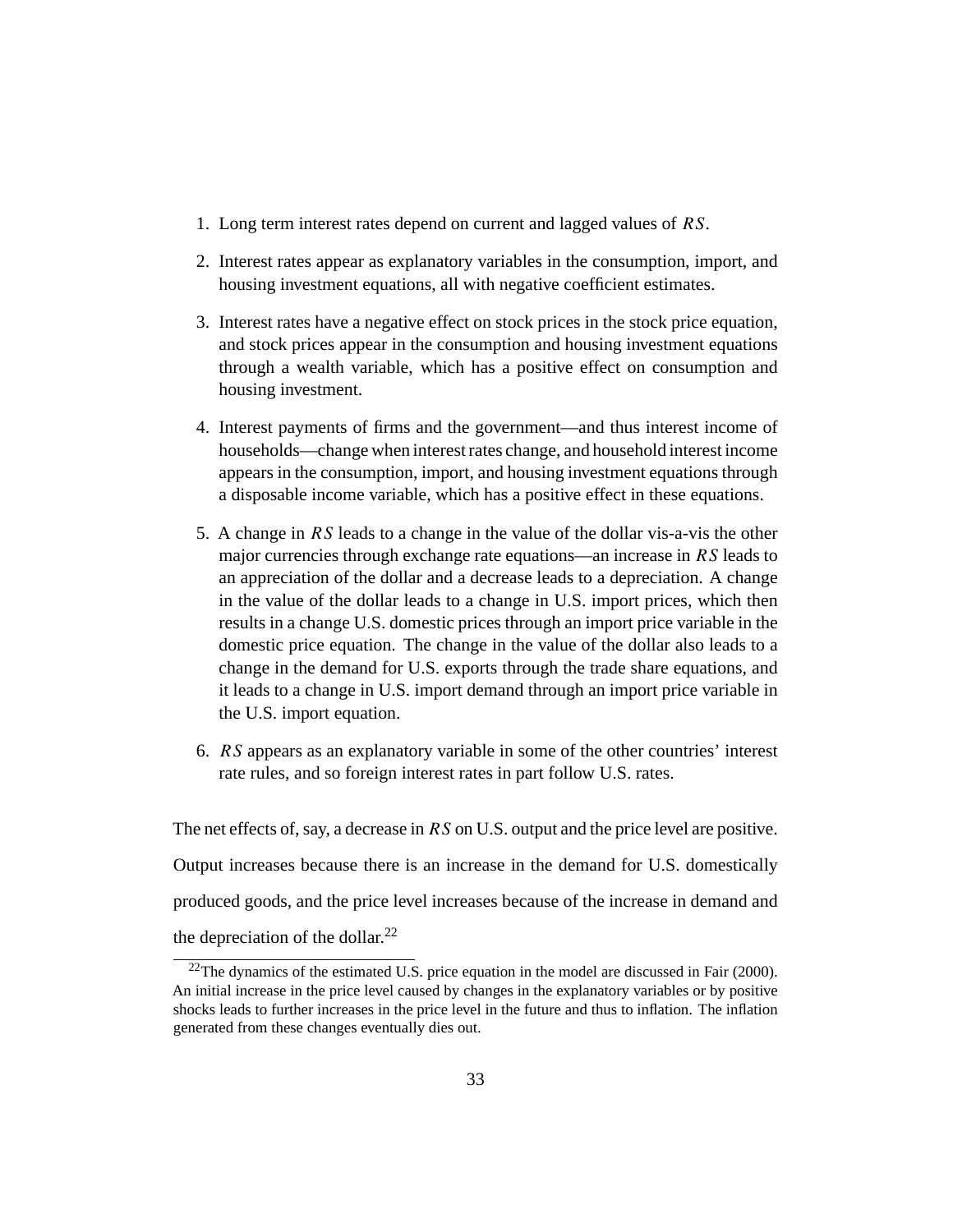1. Long term interest rates depend on current and lagged values of $RS$.
2. Interest rates appear as explanatory variables in the consumption, import, and housing investment equations, all with negative coefficient estimates.
3. Interest rates have a negative effect on stock prices in the stock price equation, and stock prices appear in the consumption and housing investment equations through a wealth variable, which has a positive effect on consumption and housing investment.
4. Interest payments of firms and the government—and thus interest income of households—change when interest rates change, and household interest income appears in the consumption, import, and housing investment equations through a disposable income variable, which has a positive effect in these equations.
5. A change in $RS$ leads to a change in the value of the dollar vis-a-vis the other major currencies through exchange rate equations—an increase in $RS$ leads to an appreciation of the dollar and a decrease leads to a depreciation. A change in the value of the dollar leads to a change in U.S. import prices, which then results in a change U.S. domestic prices through an import price variable in the domestic price equation. The change in the value of the dollar also leads to a change in the demand for U.S. exports through the trade share equations, and it leads to a change in U.S. import demand through an import price variable in the U.S. import equation.
6. $RS$ appears as an explanatory variable in some of the other countries' interest rate rules, and so foreign interest rates in part follow U.S. rates.

The net effects of, say, a decrease in $RS$ on U.S. output and the price level are positive. Output increases because there is an increase in the demand for U.S. domestically produced goods, and the price level increases because of the increase in demand and the depreciation of the dollar.[22]

[22] The dynamics of the estimated U.S. price equation in the model are discussed in Fair (2000). An initial increase in the price level caused by changes in the explanatory variables or by positive shocks leads to further increases in the price level in the future and thus to inflation. The inflation generated from these changes eventually dies out.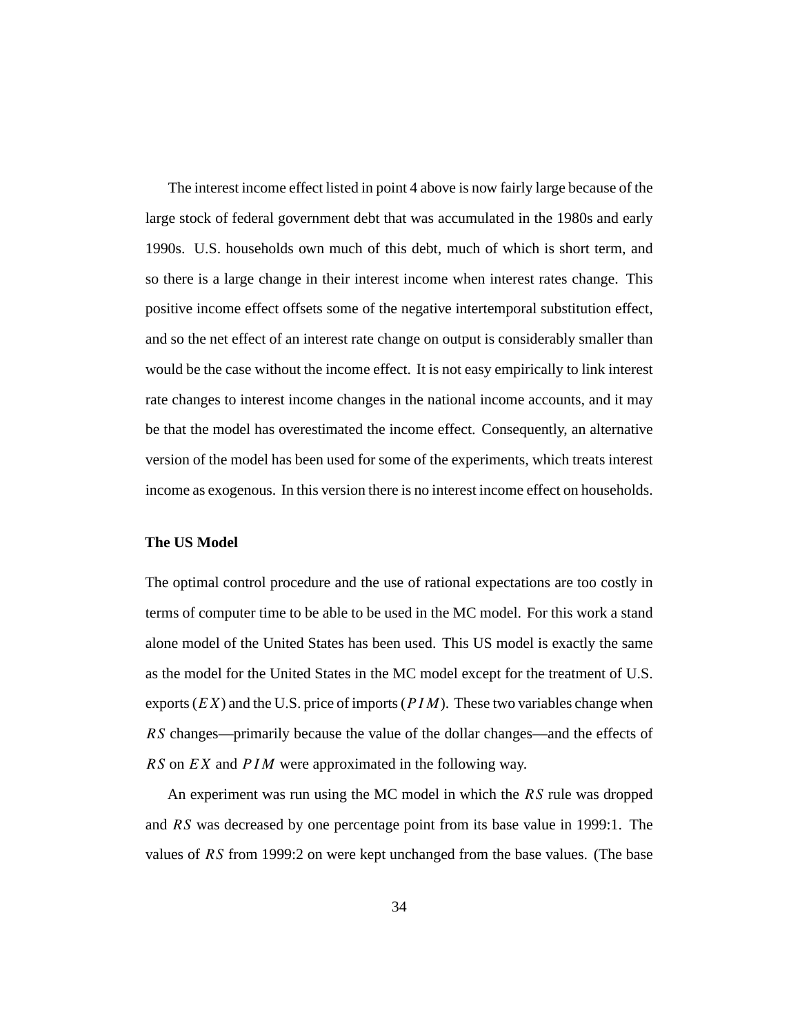The interest income effect listed in point 4 above is now fairly large because of the large stock of federal government debt that was accumulated in the 1980s and early 1990s. U.S. households own much of this debt, much of which is short term, and so there is a large change in their interest income when interest rates change. This positive income effect offsets some of the negative intertemporal substitution effect, and so the net effect of an interest rate change on output is considerably smaller than would be the case without the income effect. It is not easy empirically to link interest rate changes to interest income changes in the national income accounts, and it may be that the model has overestimated the income effect. Consequently, an alternative version of the model has been used for some of the experiments, which treats interest income as exogenous. In this version there is no interest income effect on households.

**The US Model**

The optimal control procedure and the use of rational expectations are too costly in terms of computer time to be able to be used in the MC model. For this work a stand alone model of the United States has been used. This US model is exactly the same as the model for the United States in the MC model except for the treatment of U.S. exports ($EX$) and the U.S. price of imports ($PIM$). These two variables change when $RS$ changes—primarily because the value of the dollar changes—and the effects of $RS$ on $EX$ and $PIM$ were approximated in the following way.

An experiment was run using the MC model in which the $RS$ rule was dropped and $RS$ was decreased by one percentage point from its base value in 1999:1. The values of $RS$ from 1999:2 on were kept unchanged from the base values. (The base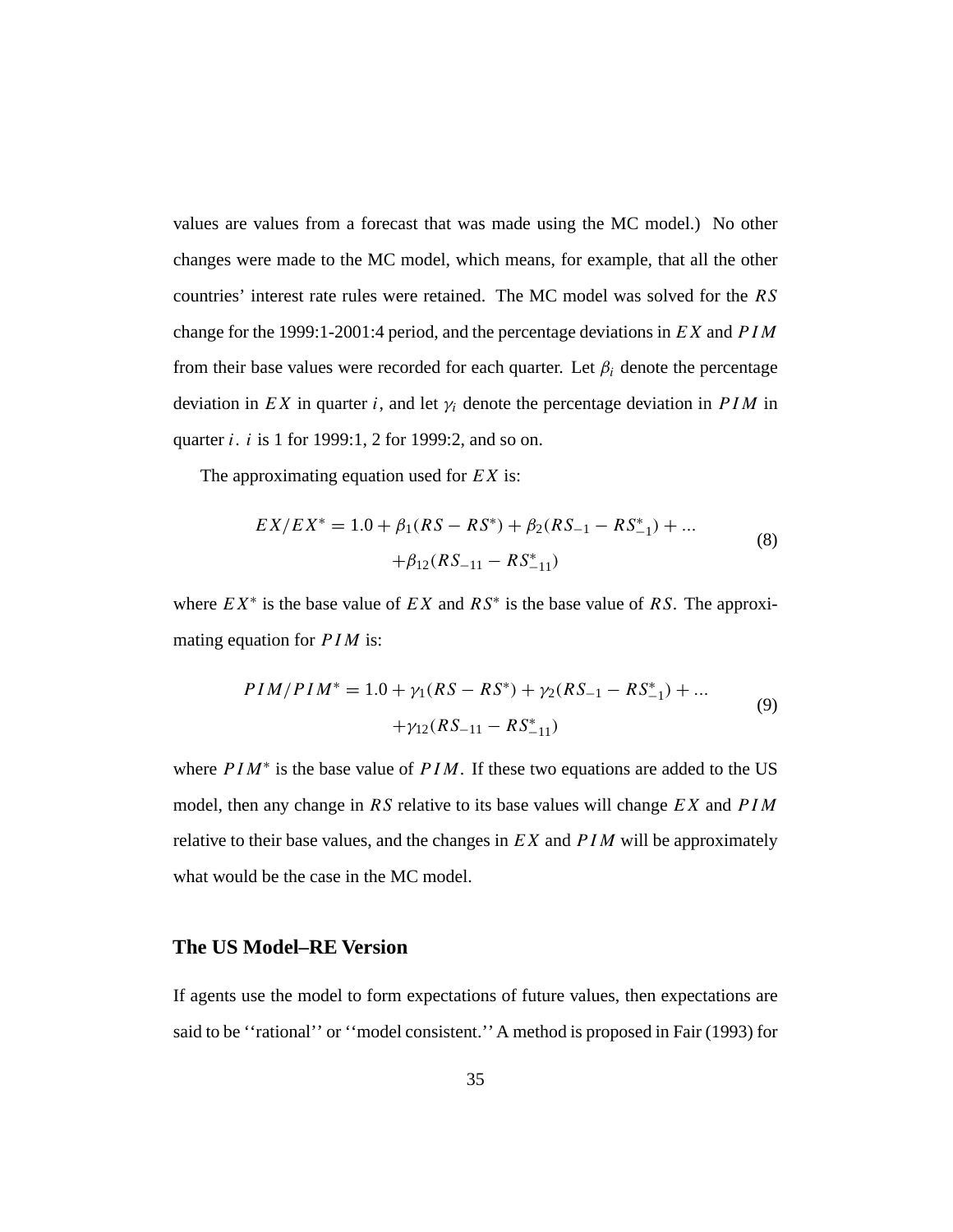values are values from a forecast that was made using the MC model.) No other changes were made to the MC model, which means, for example, that all the other countries' interest rate rules were retained. The MC model was solved for the $RS$ change for the 1999:1-2001:4 period, and the percentage deviations in $EX$ and $PIM$ from their base values were recorded for each quarter. Let $\beta_i$ denote the percentage deviation in $EX$ in quarter $i$, and let $\gamma_i$ denote the percentage deviation in $PIM$ in quarter $i$. $i$ is 1 for 1999:1, 2 for 1999:2, and so on.

The approximating equation used for $EX$ is:

$$
\begin{aligned}
EX/EX^* = 1.0 + \beta_1(RS - RS^*) + \beta_2(RS_{-1} - RS^*_{-1}) + ... \\
+\beta_{12}(RS_{-11} - RS^*_{-11})
\end{aligned}
\tag{8}
$$

where $EX^*$ is the base value of $EX$ and $RS^*$ is the base value of $RS$. The approximating equation for $PIM$ is:

$$
\begin{aligned}
PIM/PIM^* = 1.0 + \gamma_1(RS - RS^*) + \gamma_2(RS_{-1} - RS^*_{-1}) + ... \\
+\gamma_{12}(RS_{-11} - RS^*_{-11})
\end{aligned}
\tag{9}
$$

where $PIM^*$ is the base value of $PIM$. If these two equations are added to the US model, then any change in $RS$ relative to its base values will change $EX$ and $PIM$ relative to their base values, and the changes in $EX$ and $PIM$ will be approximately what would be the case in the MC model.

### The US Model–RE Version

If agents use the model to form expectations of future values, then expectations are said to be ''rational'' or ''model consistent.'' A method is proposed in Fair (1993) for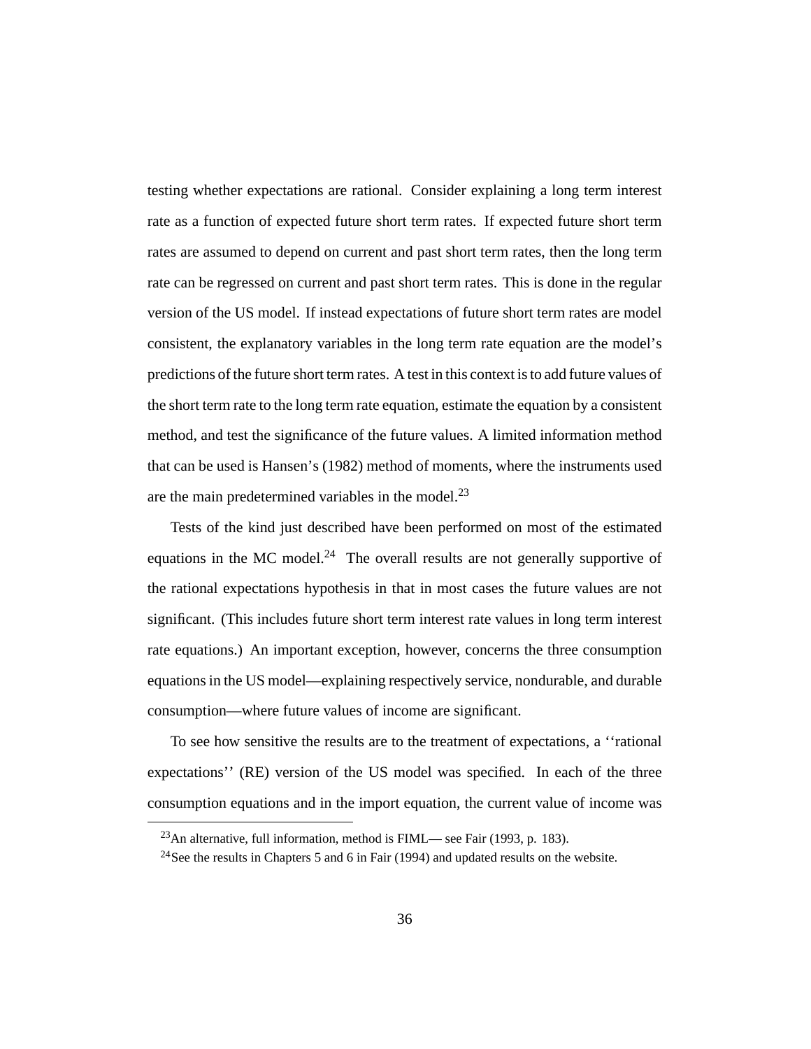testing whether expectations are rational. Consider explaining a long term interest rate as a function of expected future short term rates. If expected future short term rates are assumed to depend on current and past short term rates, then the long term rate can be regressed on current and past short term rates. This is done in the regular version of the US model. If instead expectations of future short term rates are model consistent, the explanatory variables in the long term rate equation are the model's predictions of the future short term rates. A test in this context is to add future values of the short term rate to the long term rate equation, estimate the equation by a consistent method, and test the significance of the future values. A limited information method that can be used is Hansen's (1982) method of moments, where the instruments used are the main predetermined variables in the model.[23]

Tests of the kind just described have been performed on most of the estimated equations in the MC model.[24] The overall results are not generally supportive of the rational expectations hypothesis in that in most cases the future values are not significant. (This includes future short term interest rate values in long term interest rate equations.) An important exception, however, concerns the three consumption equations in the US model—explaining respectively service, nondurable, and durable consumption—where future values of income are significant.

To see how sensitive the results are to the treatment of expectations, a ''rational expectations'' (RE) version of the US model was specified. In each of the three consumption equations and in the import equation, the current value of income was

[23]An alternative, full information, method is FIML— see Fair (1993, p. 183).

[24]See the results in Chapters 5 and 6 in Fair (1994) and updated results on the website.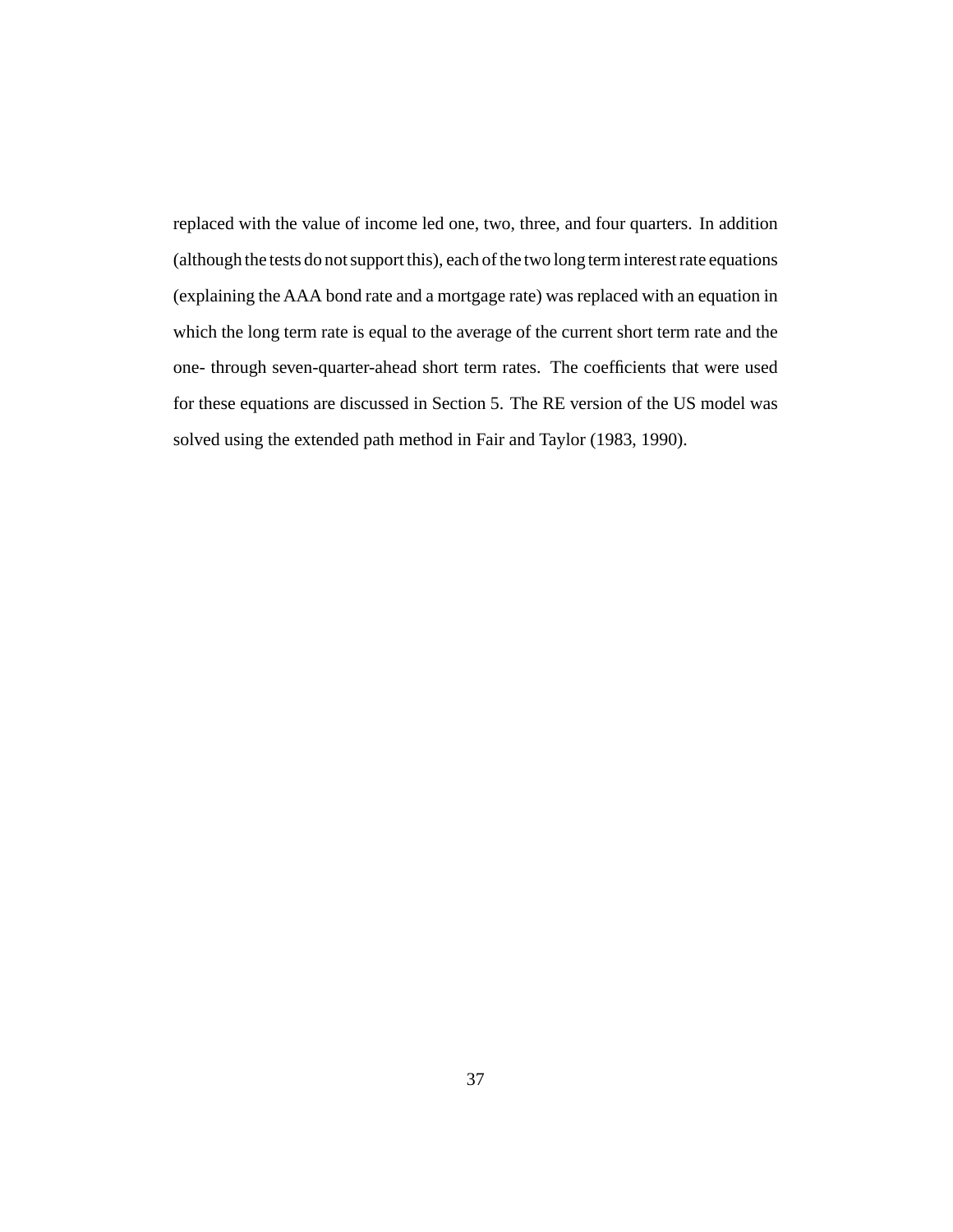replaced with the value of income led one, two, three, and four quarters. In addition (although the tests do not support this), each of the two long term interest rate equations (explaining the AAA bond rate and a mortgage rate) was replaced with an equation in which the long term rate is equal to the average of the current short term rate and the one- through seven-quarter-ahead short term rates. The coefficients that were used for these equations are discussed in Section 5. The RE version of the US model was solved using the extended path method in Fair and Taylor (1983, 1990).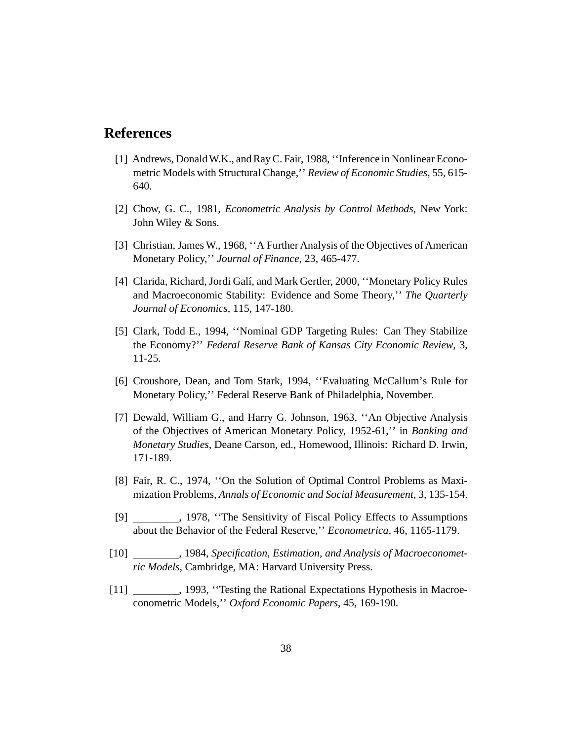## References

[1] Andrews, Donald W.K., and Ray C. Fair, 1988, ''Inference in Nonlinear Econometric Models with Structural Change,'' *Review of Economic Studies*, 55, 615-640.

[2] Chow, G. C., 1981, *Econometric Analysis by Control Methods*, New York: John Wiley & Sons.

[3] Christian, James W., 1968, ''A Further Analysis of the Objectives of American Monetary Policy,'' *Journal of Finance*, 23, 465-477.

[4] Clarida, Richard, Jordi Galí, and Mark Gertler, 2000, ''Monetary Policy Rules and Macroeconomic Stability: Evidence and Some Theory,'' *The Quarterly Journal of Economics*, 115, 147-180.

[5] Clark, Todd E., 1994, ''Nominal GDP Targeting Rules: Can They Stabilize the Economy?'' *Federal Reserve Bank of Kansas City Economic Review*, 3, 11-25.

[6] Croushore, Dean, and Tom Stark, 1994, ''Evaluating McCallum's Rule for Monetary Policy,'' Federal Reserve Bank of Philadelphia, November.

[7] Dewald, William G., and Harry G. Johnson, 1963, ''An Objective Analysis of the Objectives of American Monetary Policy, 1952-61,'' in *Banking and Monetary Studies*, Deane Carson, ed., Homewood, Illinois: Richard D. Irwin, 171-189.

[8] Fair, R. C., 1974, ''On the Solution of Optimal Control Problems as Maximization Problems, *Annals of Economic and Social Measurement*, 3, 135-154.

[9] ________, 1978, ''The Sensitivity of Fiscal Policy Effects to Assumptions about the Behavior of the Federal Reserve,'' *Econometrica*, 46, 1165-1179.

[10] ________, 1984, *Specification, Estimation, and Analysis of Macroeconometric Models*, Cambridge, MA: Harvard University Press.

[11] ________, 1993, ''Testing the Rational Expectations Hypothesis in Macroeconometric Models,'' *Oxford Economic Papers*, 45, 169-190.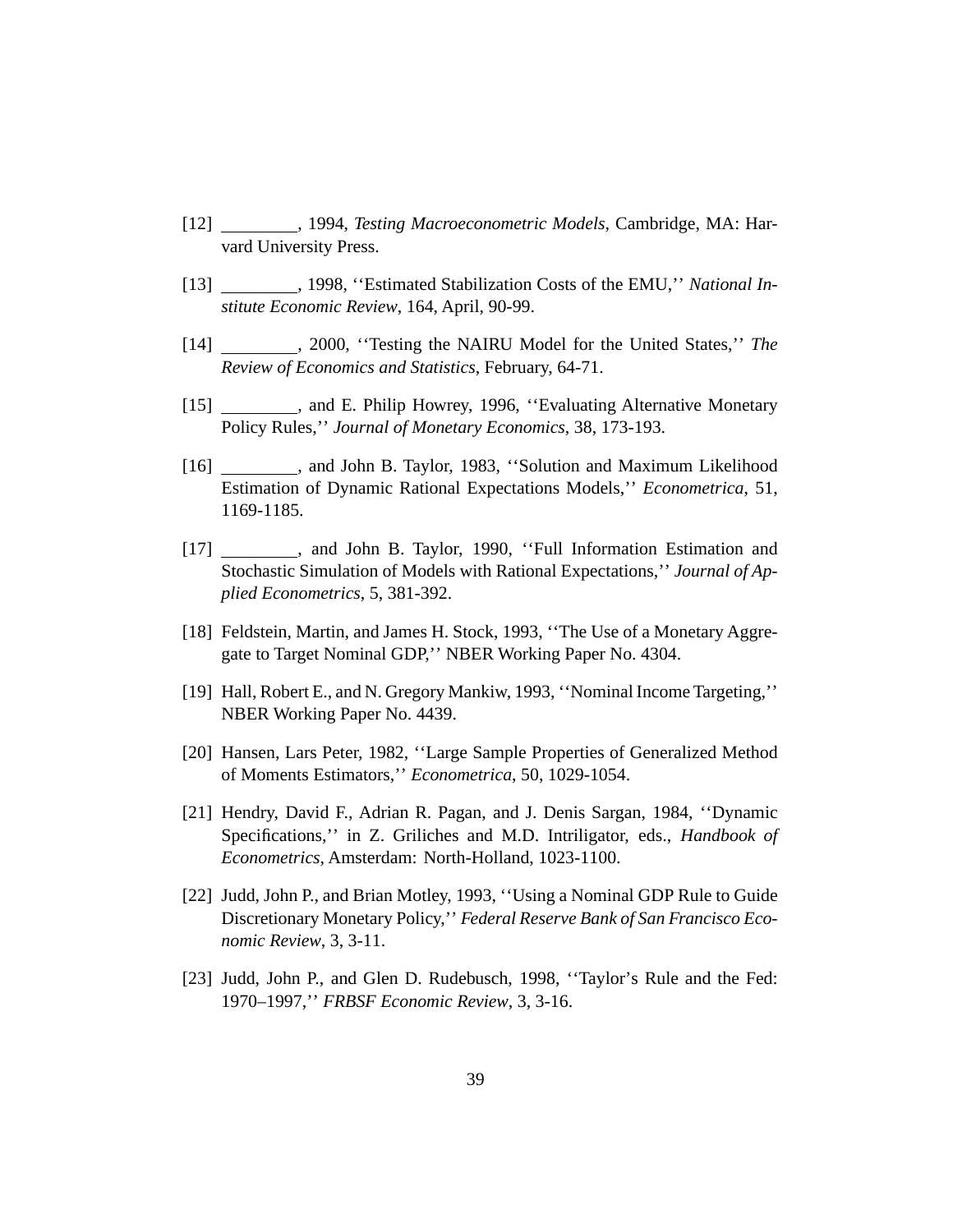[12] ________, 1994, *Testing Macroeconometric Models*, Cambridge, MA: Harvard University Press.

[13] ________, 1998, ''Estimated Stabilization Costs of the EMU,'' *National Institute Economic Review*, 164, April, 90-99.

[14] ________, 2000, ''Testing the NAIRU Model for the United States,'' *The Review of Economics and Statistics*, February, 64-71.

[15] ________, and E. Philip Howrey, 1996, ''Evaluating Alternative Monetary Policy Rules,'' *Journal of Monetary Economics*, 38, 173-193.

[16] ________, and John B. Taylor, 1983, ''Solution and Maximum Likelihood Estimation of Dynamic Rational Expectations Models,'' *Econometrica*, 51, 1169-1185.

[17] ________, and John B. Taylor, 1990, ''Full Information Estimation and Stochastic Simulation of Models with Rational Expectations,'' *Journal of Applied Econometrics*, 5, 381-392.

[18] Feldstein, Martin, and James H. Stock, 1993, ''The Use of a Monetary Aggregate to Target Nominal GDP,'' NBER Working Paper No. 4304.

[19] Hall, Robert E., and N. Gregory Mankiw, 1993, ''Nominal Income Targeting,'' NBER Working Paper No. 4439.

[20] Hansen, Lars Peter, 1982, ''Large Sample Properties of Generalized Method of Moments Estimators,'' *Econometrica*, 50, 1029-1054.

[21] Hendry, David F., Adrian R. Pagan, and J. Denis Sargan, 1984, ''Dynamic Specifications,'' in Z. Griliches and M.D. Intriligator, eds., *Handbook of Econometrics*, Amsterdam: North-Holland, 1023-1100.

[22] Judd, John P., and Brian Motley, 1993, ''Using a Nominal GDP Rule to Guide Discretionary Monetary Policy,'' *Federal Reserve Bank of San Francisco Economic Review*, 3, 3-11.

[23] Judd, John P., and Glen D. Rudebusch, 1998, ''Taylor's Rule and the Fed: 1970–1997,'' *FRBSF Economic Review*, 3, 3-16.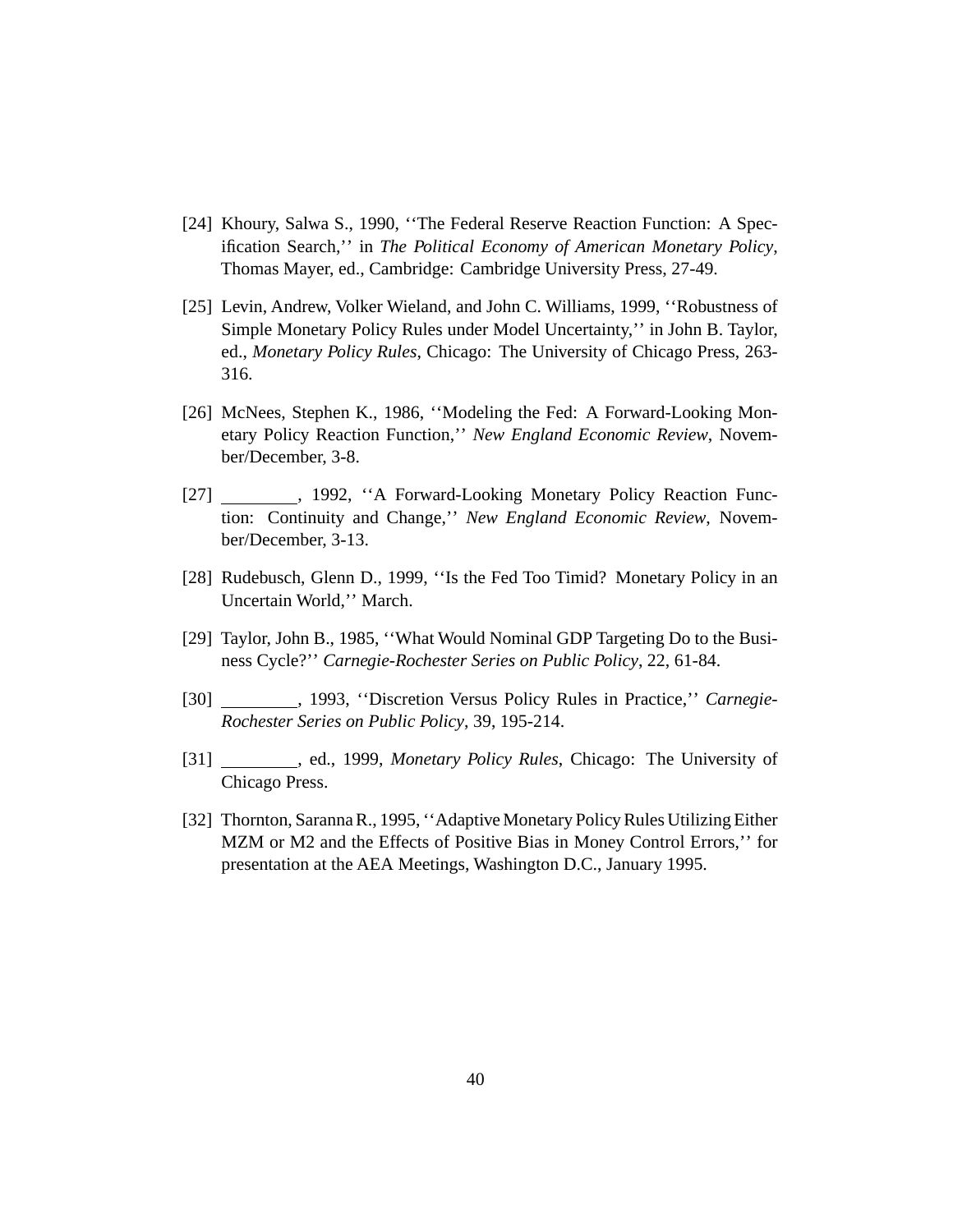[24] Khoury, Salwa S., 1990, ''The Federal Reserve Reaction Function: A Specification Search,'' in *The Political Economy of American Monetary Policy*, Thomas Mayer, ed., Cambridge: Cambridge University Press, 27-49.

[25] Levin, Andrew, Volker Wieland, and John C. Williams, 1999, ''Robustness of Simple Monetary Policy Rules under Model Uncertainty,'' in John B. Taylor, ed., *Monetary Policy Rules*, Chicago: The University of Chicago Press, 263-316.

[26] McNees, Stephen K., 1986, ''Modeling the Fed: A Forward-Looking Monetary Policy Reaction Function,'' *New England Economic Review*, November/December, 3-8.

[27] ________, 1992, ''A Forward-Looking Monetary Policy Reaction Function: Continuity and Change,'' *New England Economic Review*, November/December, 3-13.

[28] Rudebusch, Glenn D., 1999, ''Is the Fed Too Timid? Monetary Policy in an Uncertain World,'' March.

[29] Taylor, John B., 1985, ''What Would Nominal GDP Targeting Do to the Business Cycle?'' *Carnegie-Rochester Series on Public Policy*, 22, 61-84.

[30] ________, 1993, ''Discretion Versus Policy Rules in Practice,'' *Carnegie-Rochester Series on Public Policy*, 39, 195-214.

[31] ________, ed., 1999, *Monetary Policy Rules*, Chicago: The University of Chicago Press.

[32] Thornton, Saranna R., 1995, ''Adaptive Monetary Policy Rules Utilizing Either MZM or M2 and the Effects of Positive Bias in Money Control Errors,'' for presentation at the AEA Meetings, Washington D.C., January 1995.